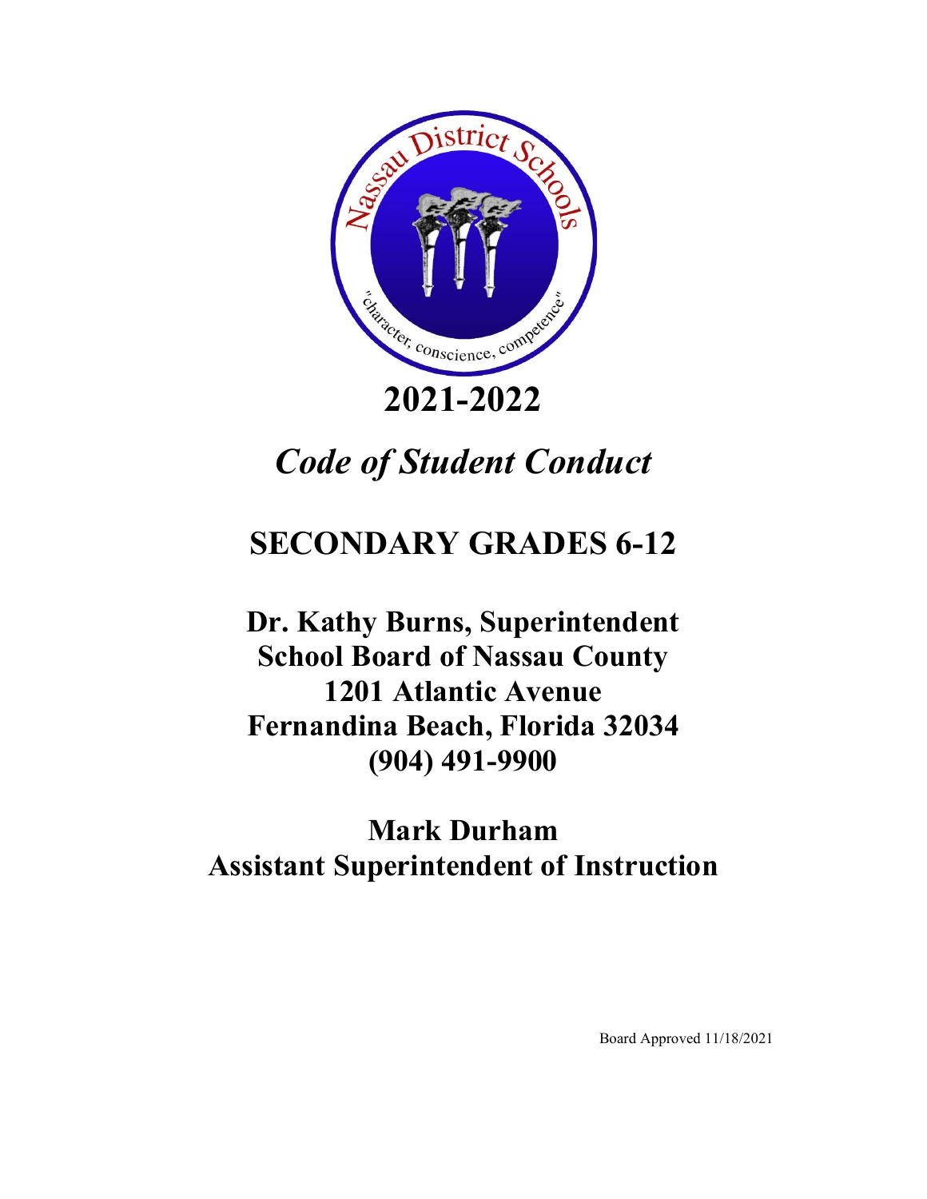# 2021-2022

## *Code of Student Conduct*

## SECONDARY GRADES 6-12

**Dr. Kathy Burns, Superintendent**
**School Board of Nassau County**
**1201 Atlantic Avenue**
**Fernandina Beach, Florida 32034**
**(904) 491-9900**

**Mark Durham**
**Assistant Superintendent of Instruction**

Board Approved 11/18/2021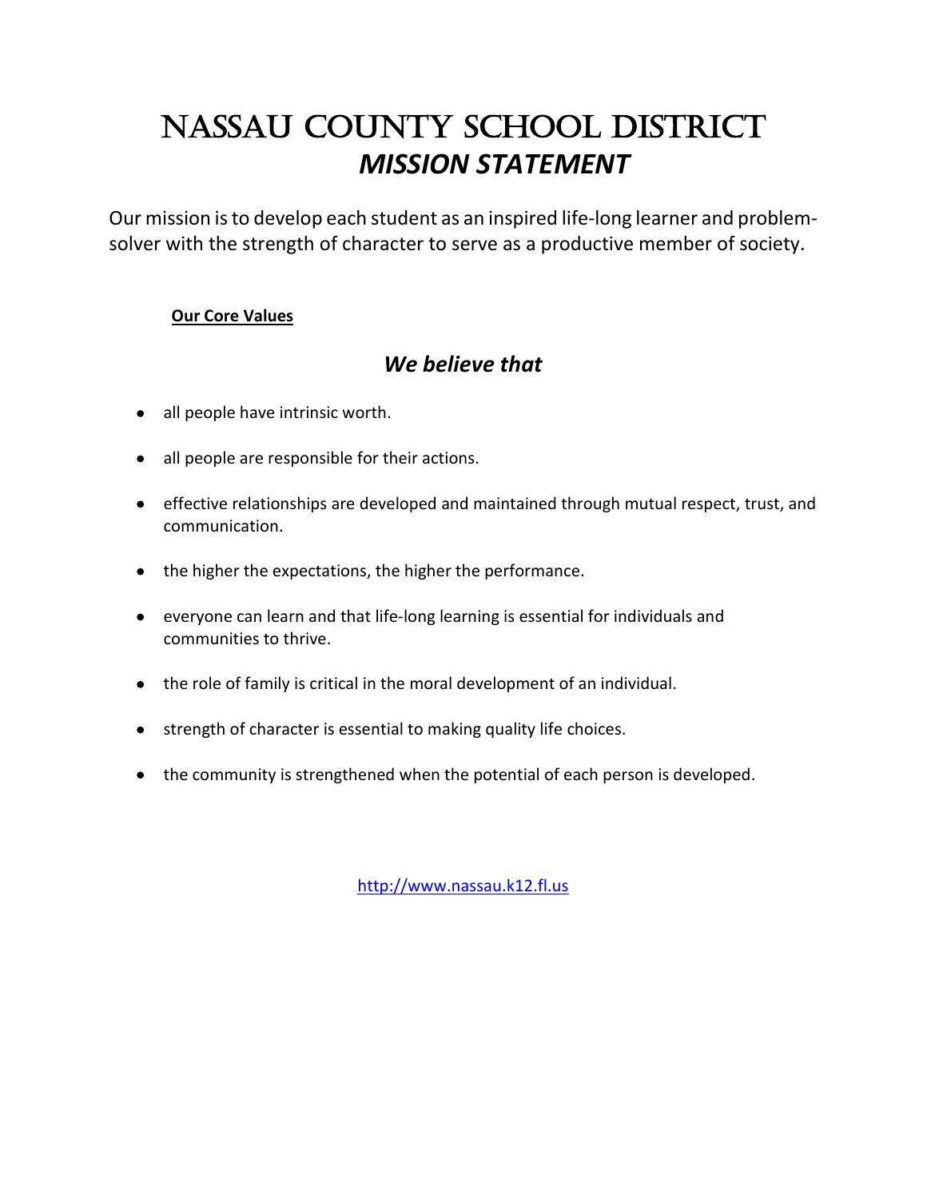# NASSAU COUNTY SCHOOL DISTRICT
## *MISSION STATEMENT*

Our mission is to develop each student as an inspired life-long learner and problem-solver with the strength of character to serve as a productive member of society.

**Our Core Values**

### *We believe that*

- all people have intrinsic worth.
- all people are responsible for their actions.
- effective relationships are developed and maintained through mutual respect, trust, and communication.
- the higher the expectations, the higher the performance.
- everyone can learn and that life-long learning is essential for individuals and communities to thrive.
- the role of family is critical in the moral development of an individual.
- strength of character is essential to making quality life choices.
- the community is strengthened when the potential of each person is developed.

http://www.nassau.k12.fl.us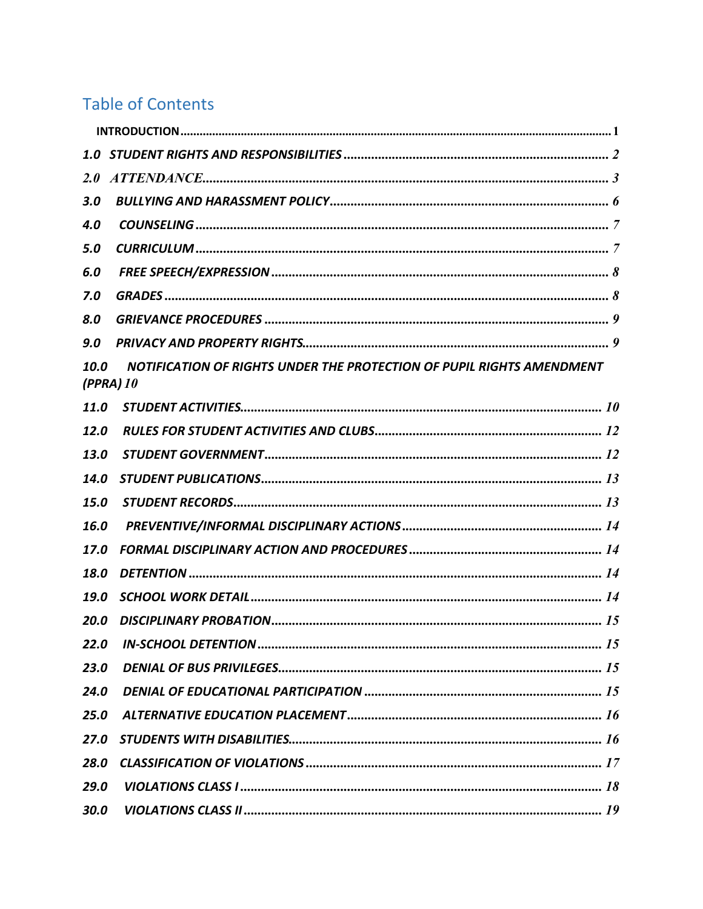## Table of Contents

INTRODUCTION ..... 1

*1.0 STUDENT RIGHTS AND RESPONSIBILITIES* ..... *2*

*2.0 ATTENDANCE* ..... *3*

*3.0 BULLYING AND HARASSMENT POLICY* ..... *6*

*4.0 COUNSELING* ..... *7*

*5.0 CURRICULUM* ..... *7*

*6.0 FREE SPEECH/EXPRESSION* ..... *8*

*7.0 GRADES* ..... *8*

*8.0 GRIEVANCE PROCEDURES* ..... *9*

*9.0 PRIVACY AND PROPERTY RIGHTS* ..... *9*

*10.0 NOTIFICATION OF RIGHTS UNDER THE PROTECTION OF PUPIL RIGHTS AMENDMENT (PPRA)* *10*

*11.0 STUDENT ACTIVITIES* ..... *10*

*12.0 RULES FOR STUDENT ACTIVITIES AND CLUBS* ..... *12*

*13.0 STUDENT GOVERNMENT* ..... *12*

*14.0 STUDENT PUBLICATIONS* ..... *13*

*15.0 STUDENT RECORDS* ..... *13*

*16.0 PREVENTIVE/INFORMAL DISCIPLINARY ACTIONS* ..... *14*

*17.0 FORMAL DISCIPLINARY ACTION AND PROCEDURES* ..... *14*

*18.0 DETENTION* ..... *14*

*19.0 SCHOOL WORK DETAIL* ..... *14*

*20.0 DISCIPLINARY PROBATION* ..... *15*

*22.0 IN-SCHOOL DETENTION* ..... *15*

*23.0 DENIAL OF BUS PRIVILEGES* ..... *15*

*24.0 DENIAL OF EDUCATIONAL PARTICIPATION* ..... *15*

*25.0 ALTERNATIVE EDUCATION PLACEMENT* ..... *16*

*27.0 STUDENTS WITH DISABILITIES* ..... *16*

*28.0 CLASSIFICATION OF VIOLATIONS* ..... *17*

*29.0 VIOLATIONS CLASS I* ..... *18*

*30.0 VIOLATIONS CLASS II* ..... *19*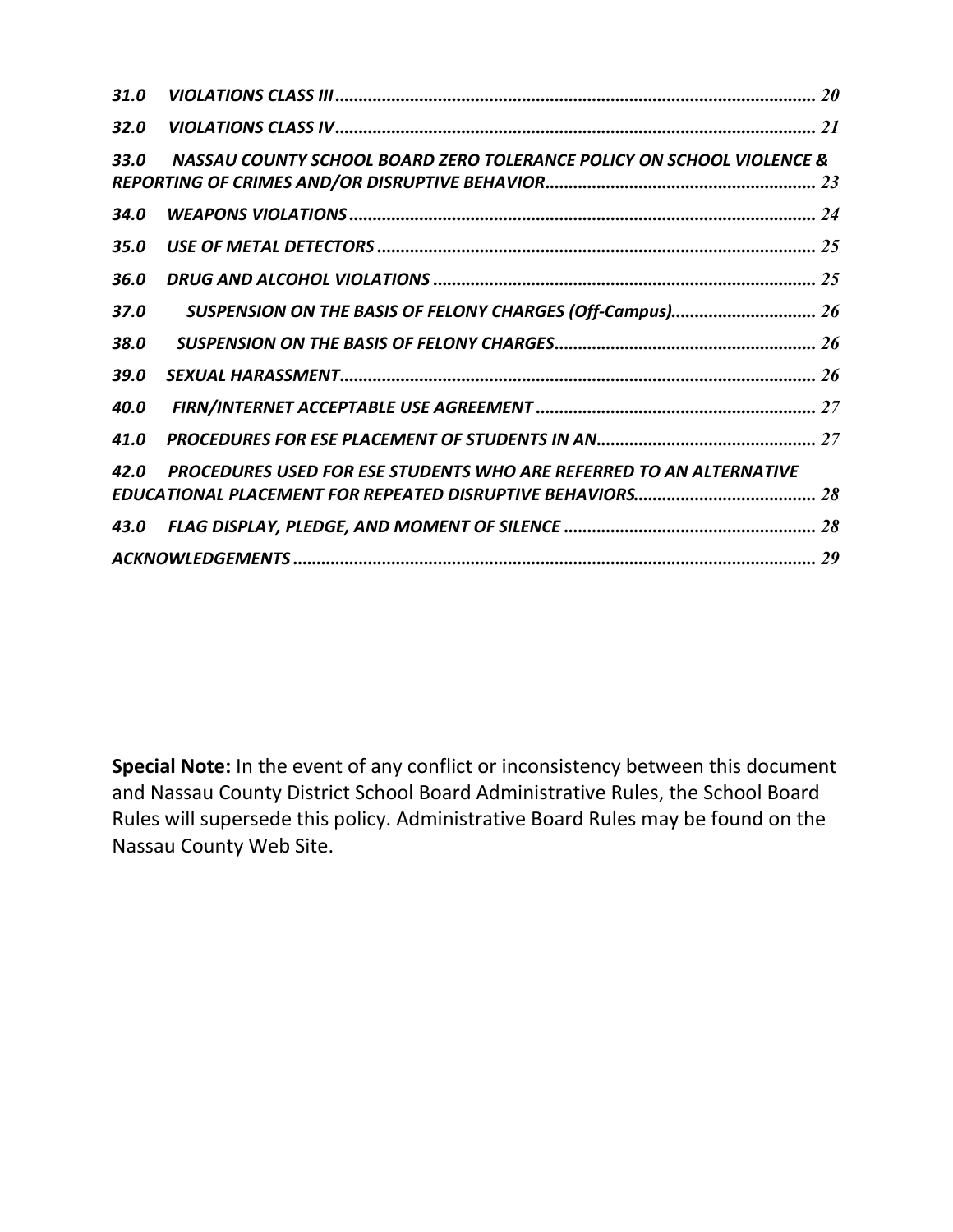*31.0 VIOLATIONS CLASS III* ........................................................ *20*

*32.0 VIOLATIONS CLASS IV* ........................................................ *21*

*33.0 NASSAU COUNTY SCHOOL BOARD ZERO TOLERANCE POLICY ON SCHOOL VIOLENCE & REPORTING OF CRIMES AND/OR DISRUPTIVE BEHAVIOR* ........................................................ *23*

*34.0 WEAPONS VIOLATIONS* ........................................................ *24*

*35.0 USE OF METAL DETECTORS* ........................................................ *25*

*36.0 DRUG AND ALCOHOL VIOLATIONS* ........................................................ *25*

*37.0 SUSPENSION ON THE BASIS OF FELONY CHARGES (Off-Campus)* ........................................................ *26*

*38.0 SUSPENSION ON THE BASIS OF FELONY CHARGES* ........................................................ *26*

*39.0 SEXUAL HARASSMENT* ........................................................ *26*

*40.0 FIRN/INTERNET ACCEPTABLE USE AGREEMENT* ........................................................ *27*

*41.0 PROCEDURES FOR ESE PLACEMENT OF STUDENTS IN AN* ........................................................ *27*

*42.0 PROCEDURES USED FOR ESE STUDENTS WHO ARE REFERRED TO AN ALTERNATIVE EDUCATIONAL PLACEMENT FOR REPEATED DISRUPTIVE BEHAVIORS* ........................................................ *28*

*43.0 FLAG DISPLAY, PLEDGE, AND MOMENT OF SILENCE* ........................................................ *28*

*ACKNOWLEDGEMENTS* ........................................................ *29*

**Special Note:** In the event of any conflict or inconsistency between this document and Nassau County District School Board Administrative Rules, the School Board Rules will supersede this policy. Administrative Board Rules may be found on the Nassau County Web Site.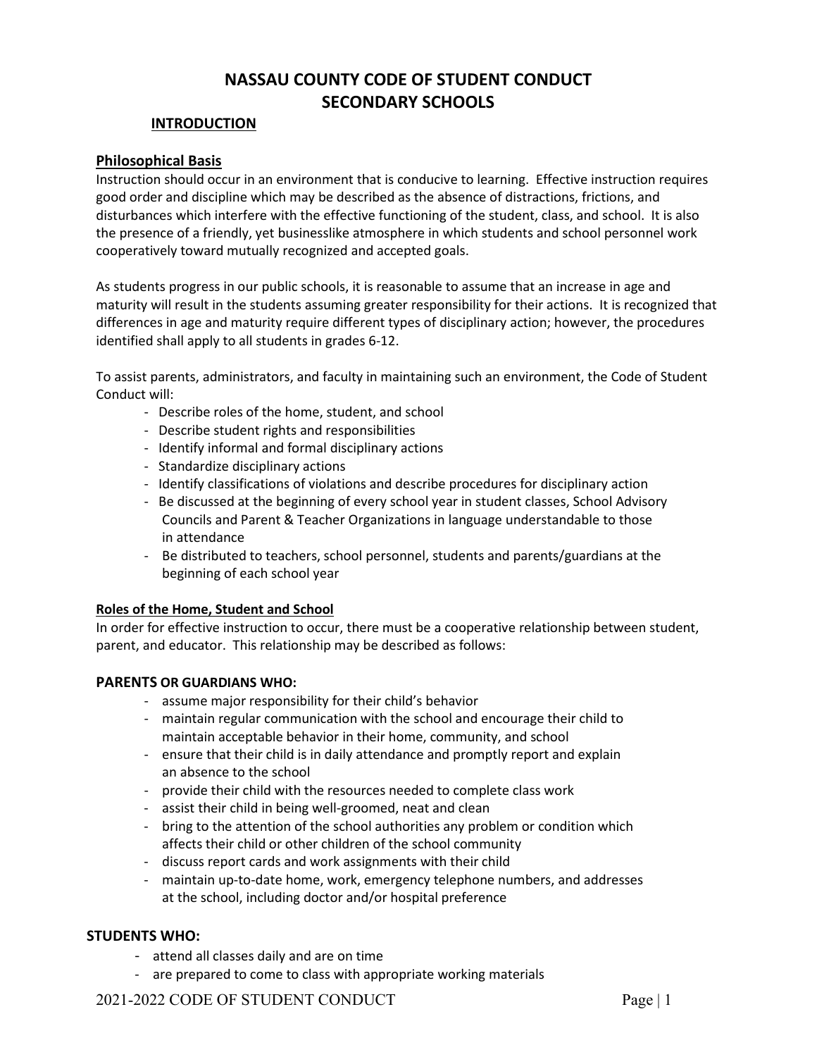# NASSAU COUNTY CODE OF STUDENT CONDUCT
# SECONDARY SCHOOLS

## INTRODUCTION

### Philosophical Basis

Instruction should occur in an environment that is conducive to learning. Effective instruction requires good order and discipline which may be described as the absence of distractions, frictions, and disturbances which interfere with the effective functioning of the student, class, and school. It is also the presence of a friendly, yet businesslike atmosphere in which students and school personnel work cooperatively toward mutually recognized and accepted goals.

As students progress in our public schools, it is reasonable to assume that an increase in age and maturity will result in the students assuming greater responsibility for their actions. It is recognized that differences in age and maturity require different types of disciplinary action; however, the procedures identified shall apply to all students in grades 6-12.

To assist parents, administrators, and faculty in maintaining such an environment, the Code of Student Conduct will:

- Describe roles of the home, student, and school
- Describe student rights and responsibilities
- Identify informal and formal disciplinary actions
- Standardize disciplinary actions
- Identify classifications of violations and describe procedures for disciplinary action
- Be discussed at the beginning of every school year in student classes, School Advisory Councils and Parent & Teacher Organizations in language understandable to those in attendance
- Be distributed to teachers, school personnel, students and parents/guardians at the beginning of each school year

### Roles of the Home, Student and School

In order for effective instruction to occur, there must be a cooperative relationship between student, parent, and educator. This relationship may be described as follows:

**PARENTS OR GUARDIANS WHO:**

- assume major responsibility for their child's behavior
- maintain regular communication with the school and encourage their child to maintain acceptable behavior in their home, community, and school
- ensure that their child is in daily attendance and promptly report and explain an absence to the school
- provide their child with the resources needed to complete class work
- assist their child in being well-groomed, neat and clean
- bring to the attention of the school authorities any problem or condition which affects their child or other children of the school community
- discuss report cards and work assignments with their child
- maintain up-to-date home, work, emergency telephone numbers, and addresses at the school, including doctor and/or hospital preference

**STUDENTS WHO:**

- attend all classes daily and are on time
- are prepared to come to class with appropriate working materials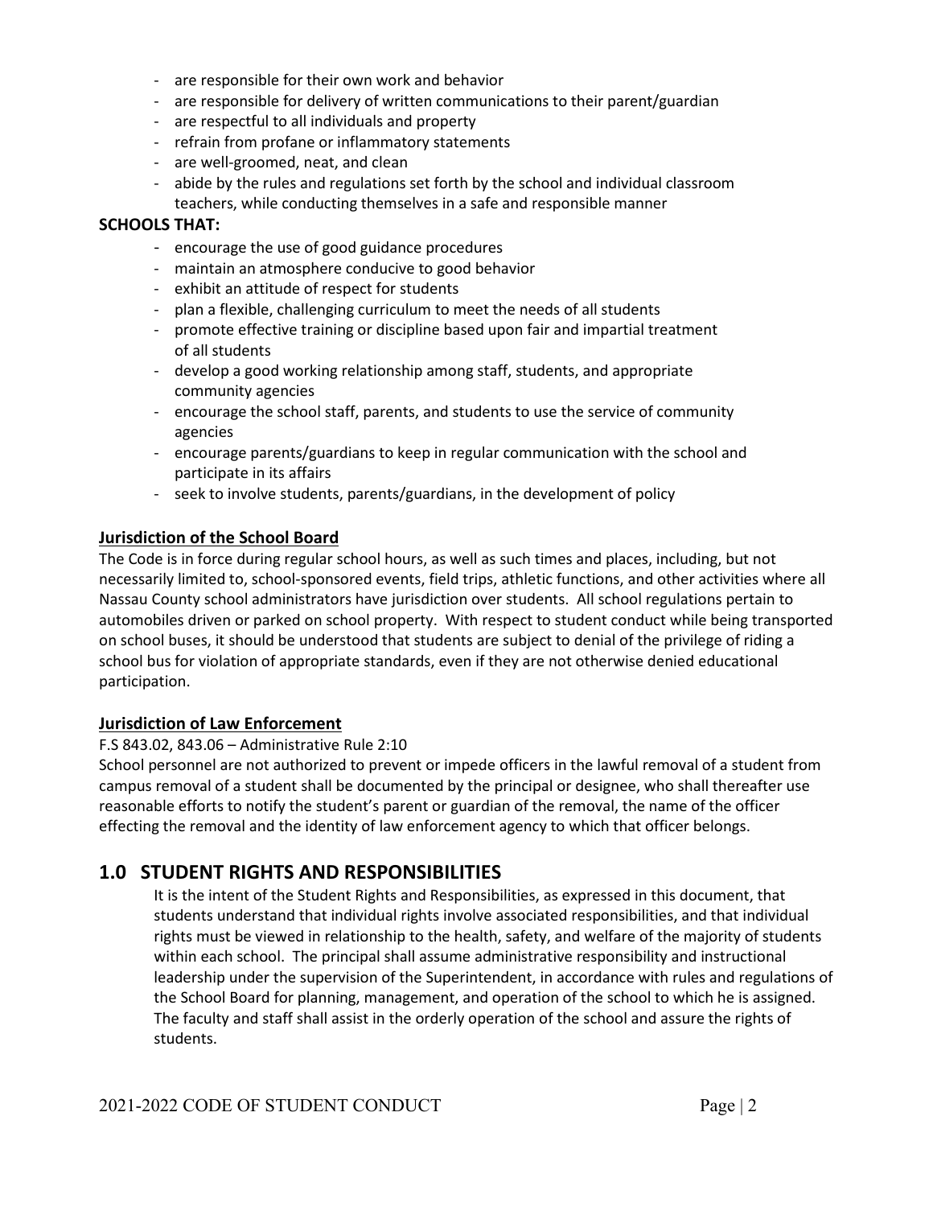- are responsible for their own work and behavior
- are responsible for delivery of written communications to their parent/guardian
- are respectful to all individuals and property
- refrain from profane or inflammatory statements
- are well-groomed, neat, and clean
- abide by the rules and regulations set forth by the school and individual classroom teachers, while conducting themselves in a safe and responsible manner

**SCHOOLS THAT:**

- encourage the use of good guidance procedures
- maintain an atmosphere conducive to good behavior
- exhibit an attitude of respect for students
- plan a flexible, challenging curriculum to meet the needs of all students
- promote effective training or discipline based upon fair and impartial treatment of all students
- develop a good working relationship among staff, students, and appropriate community agencies
- encourage the school staff, parents, and students to use the service of community agencies
- encourage parents/guardians to keep in regular communication with the school and participate in its affairs
- seek to involve students, parents/guardians, in the development of policy

**Jurisdiction of the School Board**

The Code is in force during regular school hours, as well as such times and places, including, but not necessarily limited to, school-sponsored events, field trips, athletic functions, and other activities where all Nassau County school administrators have jurisdiction over students. All school regulations pertain to automobiles driven or parked on school property. With respect to student conduct while being transported on school buses, it should be understood that students are subject to denial of the privilege of riding a school bus for violation of appropriate standards, even if they are not otherwise denied educational participation.

**Jurisdiction of Law Enforcement**

F.S 843.02, 843.06 – Administrative Rule 2:10

School personnel are not authorized to prevent or impede officers in the lawful removal of a student from campus removal of a student shall be documented by the principal or designee, who shall thereafter use reasonable efforts to notify the student's parent or guardian of the removal, the name of the officer effecting the removal and the identity of law enforcement agency to which that officer belongs.

## 1.0 STUDENT RIGHTS AND RESPONSIBILITIES

It is the intent of the Student Rights and Responsibilities, as expressed in this document, that students understand that individual rights involve associated responsibilities, and that individual rights must be viewed in relationship to the health, safety, and welfare of the majority of students within each school. The principal shall assume administrative responsibility and instructional leadership under the supervision of the Superintendent, in accordance with rules and regulations of the School Board for planning, management, and operation of the school to which he is assigned. The faculty and staff shall assist in the orderly operation of the school and assure the rights of students.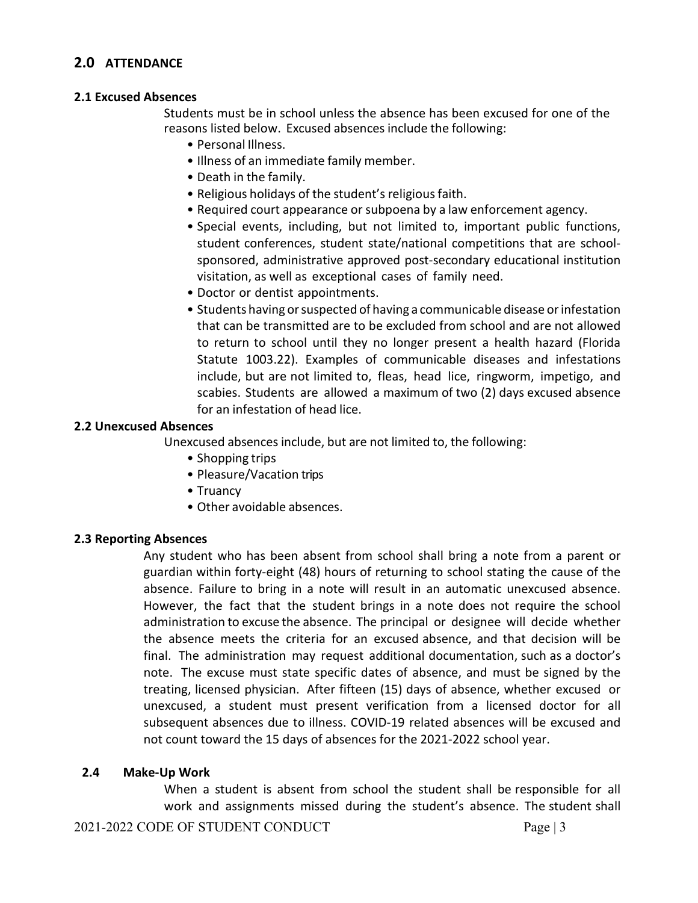## 2.0 ATTENDANCE

### 2.1 Excused Absences

Students must be in school unless the absence has been excused for one of the reasons listed below. Excused absences include the following:

- Personal Illness.
- Illness of an immediate family member.
- Death in the family.
- Religious holidays of the student's religious faith.
- Required court appearance or subpoena by a law enforcement agency.
- Special events, including, but not limited to, important public functions, student conferences, student state/national competitions that are school-sponsored, administrative approved post-secondary educational institution visitation, as well as exceptional cases of family need.
- Doctor or dentist appointments.
- Students having or suspected of having a communicable disease or infestation that can be transmitted are to be excluded from school and are not allowed to return to school until they no longer present a health hazard (Florida Statute 1003.22). Examples of communicable diseases and infestations include, but are not limited to, fleas, head lice, ringworm, impetigo, and scabies. Students are allowed a maximum of two (2) days excused absence for an infestation of head lice.

### 2.2 Unexcused Absences

Unexcused absences include, but are not limited to, the following:

- Shopping trips
- Pleasure/Vacation trips
- Truancy
- Other avoidable absences.

### 2.3 Reporting Absences

Any student who has been absent from school shall bring a note from a parent or guardian within forty-eight (48) hours of returning to school stating the cause of the absence. Failure to bring in a note will result in an automatic unexcused absence. However, the fact that the student brings in a note does not require the school administration to excuse the absence. The principal or designee will decide whether the absence meets the criteria for an excused absence, and that decision will be final. The administration may request additional documentation, such as a doctor's note. The excuse must state specific dates of absence, and must be signed by the treating, licensed physician. After fifteen (15) days of absence, whether excused or unexcused, a student must present verification from a licensed doctor for all subsequent absences due to illness. COVID-19 related absences will be excused and not count toward the 15 days of absences for the 2021-2022 school year.

### 2.4 Make-Up Work

When a student is absent from school the student shall be responsible for all work and assignments missed during the student's absence. The student shall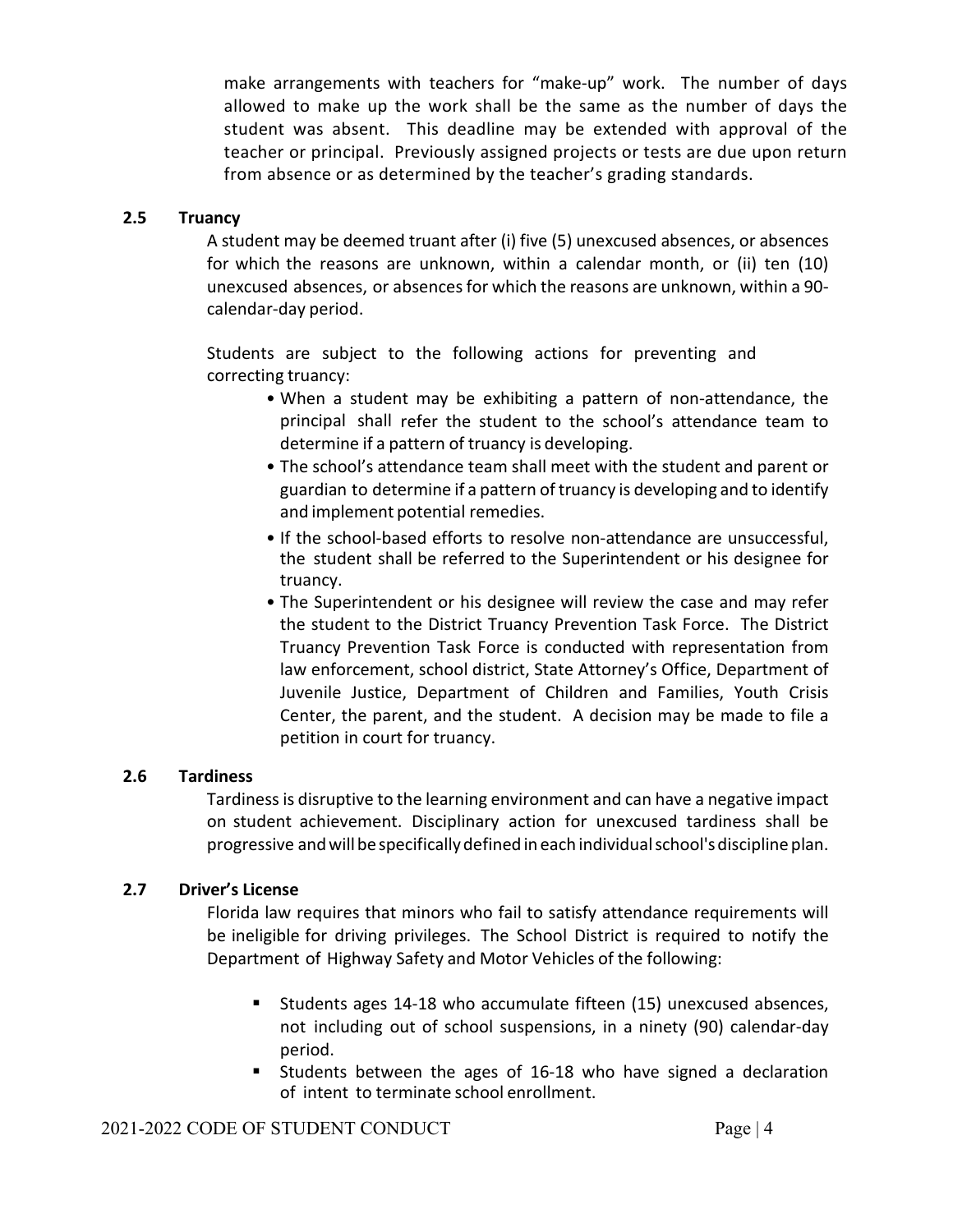make arrangements with teachers for "make-up" work. The number of days allowed to make up the work shall be the same as the number of days the student was absent. This deadline may be extended with approval of the teacher or principal. Previously assigned projects or tests are due upon return from absence or as determined by the teacher's grading standards.

### 2.5 Truancy

A student may be deemed truant after (i) five (5) unexcused absences, or absences for which the reasons are unknown, within a calendar month, or (ii) ten (10) unexcused absences, or absences for which the reasons are unknown, within a 90-calendar-day period.

Students are subject to the following actions for preventing and correcting truancy:

- When a student may be exhibiting a pattern of non-attendance, the principal shall refer the student to the school's attendance team to determine if a pattern of truancy is developing.
- The school's attendance team shall meet with the student and parent or guardian to determine if a pattern of truancy is developing and to identify and implement potential remedies.
- If the school-based efforts to resolve non-attendance are unsuccessful, the student shall be referred to the Superintendent or his designee for truancy.
- The Superintendent or his designee will review the case and may refer the student to the District Truancy Prevention Task Force. The District Truancy Prevention Task Force is conducted with representation from law enforcement, school district, State Attorney's Office, Department of Juvenile Justice, Department of Children and Families, Youth Crisis Center, the parent, and the student. A decision may be made to file a petition in court for truancy.

### 2.6 Tardiness

Tardiness is disruptive to the learning environment and can have a negative impact on student achievement. Disciplinary action for unexcused tardiness shall be progressive and will be specifically defined in each individual school's discipline plan.

### 2.7 Driver's License

Florida law requires that minors who fail to satisfy attendance requirements will be ineligible for driving privileges. The School District is required to notify the Department of Highway Safety and Motor Vehicles of the following:

- Students ages 14-18 who accumulate fifteen (15) unexcused absences, not including out of school suspensions, in a ninety (90) calendar-day period.
- Students between the ages of 16-18 who have signed a declaration of intent to terminate school enrollment.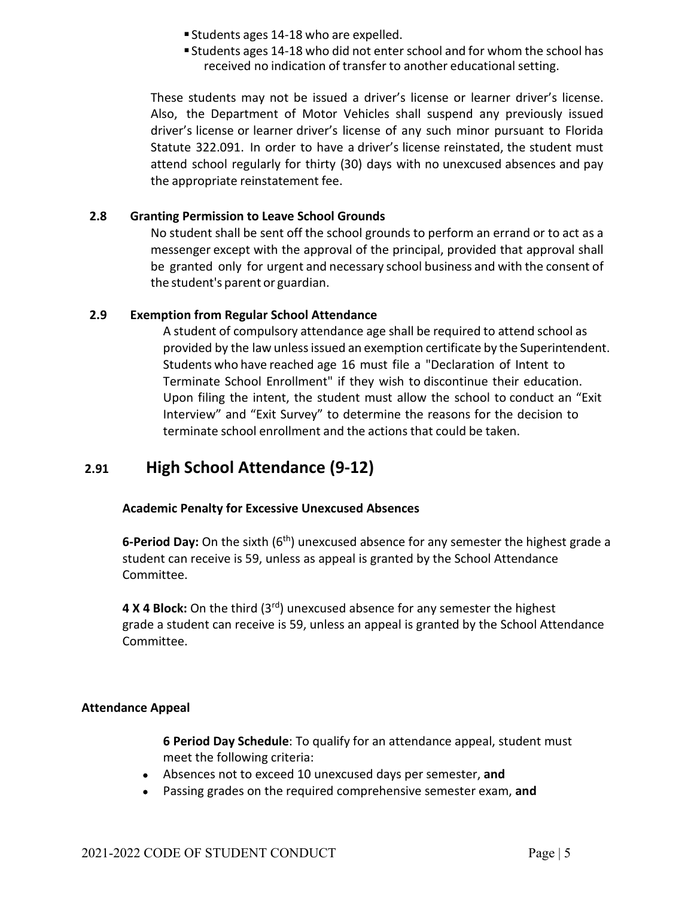- Students ages 14-18 who are expelled.
- Students ages 14-18 who did not enter school and for whom the school has received no indication of transfer to another educational setting.

These students may not be issued a driver's license or learner driver's license. Also, the Department of Motor Vehicles shall suspend any previously issued driver's license or learner driver's license of any such minor pursuant to Florida Statute 322.091. In order to have a driver's license reinstated, the student must attend school regularly for thirty (30) days with no unexcused absences and pay the appropriate reinstatement fee.

### 2.8 Granting Permission to Leave School Grounds

No student shall be sent off the school grounds to perform an errand or to act as a messenger except with the approval of the principal, provided that approval shall be granted only for urgent and necessary school business and with the consent of the student's parent or guardian.

### 2.9 Exemption from Regular School Attendance

A student of compulsory attendance age shall be required to attend school as provided by the law unless issued an exemption certificate by the Superintendent. Students who have reached age 16 must file a "Declaration of Intent to Terminate School Enrollment" if they wish to discontinue their education. Upon filing the intent, the student must allow the school to conduct an "Exit Interview" and "Exit Survey" to determine the reasons for the decision to terminate school enrollment and the actions that could be taken.

## 2.91 High School Attendance (9-12)

**Academic Penalty for Excessive Unexcused Absences**

**6-Period Day:** On the sixth (6th) unexcused absence for any semester the highest grade a student can receive is 59, unless as appeal is granted by the School Attendance Committee.

**4 X 4 Block:** On the third (3rd) unexcused absence for any semester the highest grade a student can receive is 59, unless an appeal is granted by the School Attendance Committee.

**Attendance Appeal**

**6 Period Day Schedule**: To qualify for an attendance appeal, student must meet the following criteria:

- Absences not to exceed 10 unexcused days per semester, **and**
- Passing grades on the required comprehensive semester exam, **and**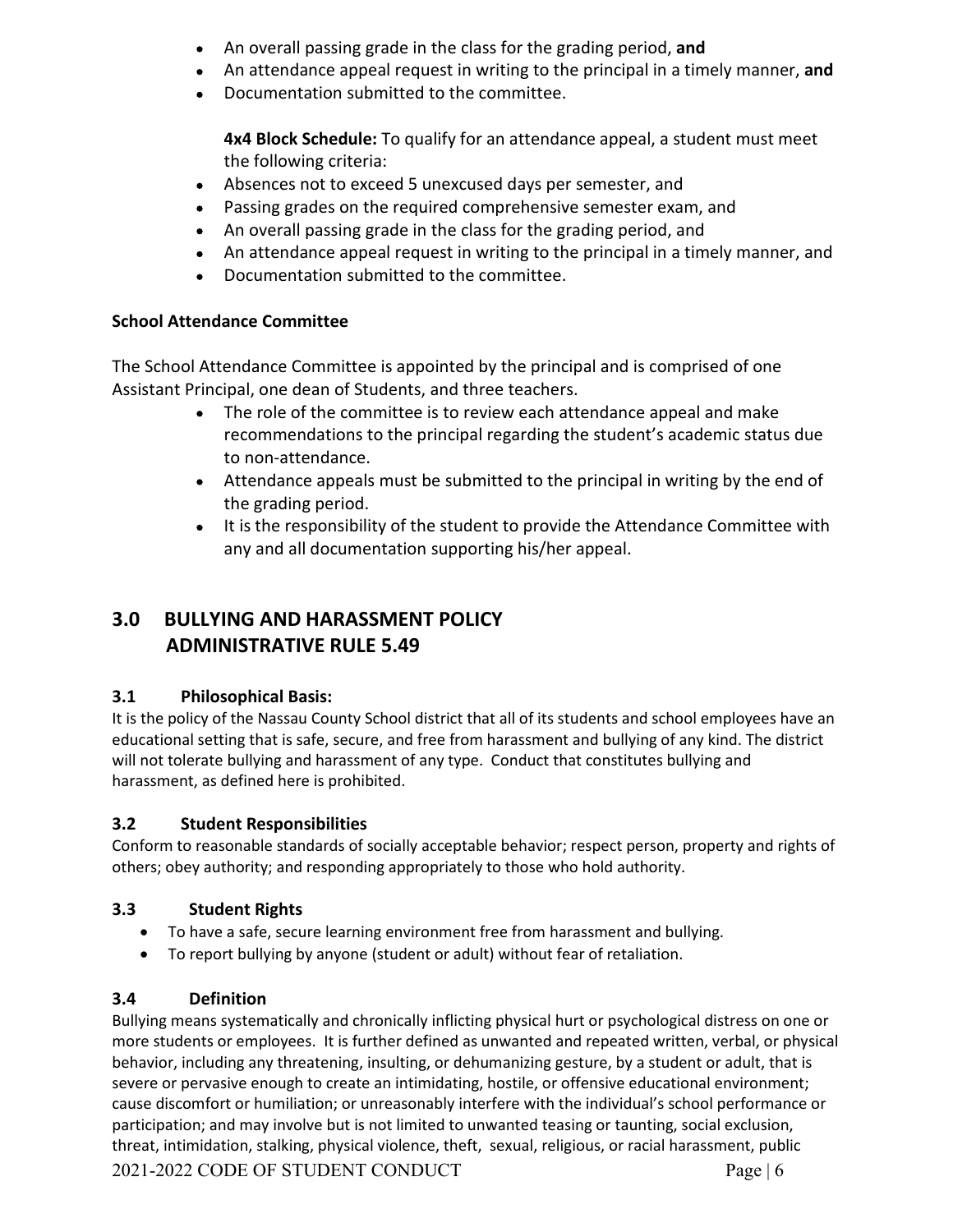- An overall passing grade in the class for the grading period, **and**
- An attendance appeal request in writing to the principal in a timely manner, **and**
- Documentation submitted to the committee.

**4x4 Block Schedule:** To qualify for an attendance appeal, a student must meet the following criteria:

- Absences not to exceed 5 unexcused days per semester, and
- Passing grades on the required comprehensive semester exam, and
- An overall passing grade in the class for the grading period, and
- An attendance appeal request in writing to the principal in a timely manner, and
- Documentation submitted to the committee.

**School Attendance Committee**

The School Attendance Committee is appointed by the principal and is comprised of one Assistant Principal, one dean of Students, and three teachers.

- The role of the committee is to review each attendance appeal and make recommendations to the principal regarding the student's academic status due to non-attendance.
- Attendance appeals must be submitted to the principal in writing by the end of the grading period.
- It is the responsibility of the student to provide the Attendance Committee with any and all documentation supporting his/her appeal.

## 3.0 BULLYING AND HARASSMENT POLICY ADMINISTRATIVE RULE 5.49

### 3.1 Philosophical Basis:

It is the policy of the Nassau County School district that all of its students and school employees have an educational setting that is safe, secure, and free from harassment and bullying of any kind. The district will not tolerate bullying and harassment of any type. Conduct that constitutes bullying and harassment, as defined here is prohibited.

### 3.2 Student Responsibilities

Conform to reasonable standards of socially acceptable behavior; respect person, property and rights of others; obey authority; and responding appropriately to those who hold authority.

### 3.3 Student Rights

- To have a safe, secure learning environment free from harassment and bullying.
- To report bullying by anyone (student or adult) without fear of retaliation.

### 3.4 Definition

Bullying means systematically and chronically inflicting physical hurt or psychological distress on one or more students or employees. It is further defined as unwanted and repeated written, verbal, or physical behavior, including any threatening, insulting, or dehumanizing gesture, by a student or adult, that is severe or pervasive enough to create an intimidating, hostile, or offensive educational environment; cause discomfort or humiliation; or unreasonably interfere with the individual's school performance or participation; and may involve but is not limited to unwanted teasing or taunting, social exclusion, threat, intimidation, stalking, physical violence, theft, sexual, religious, or racial harassment, public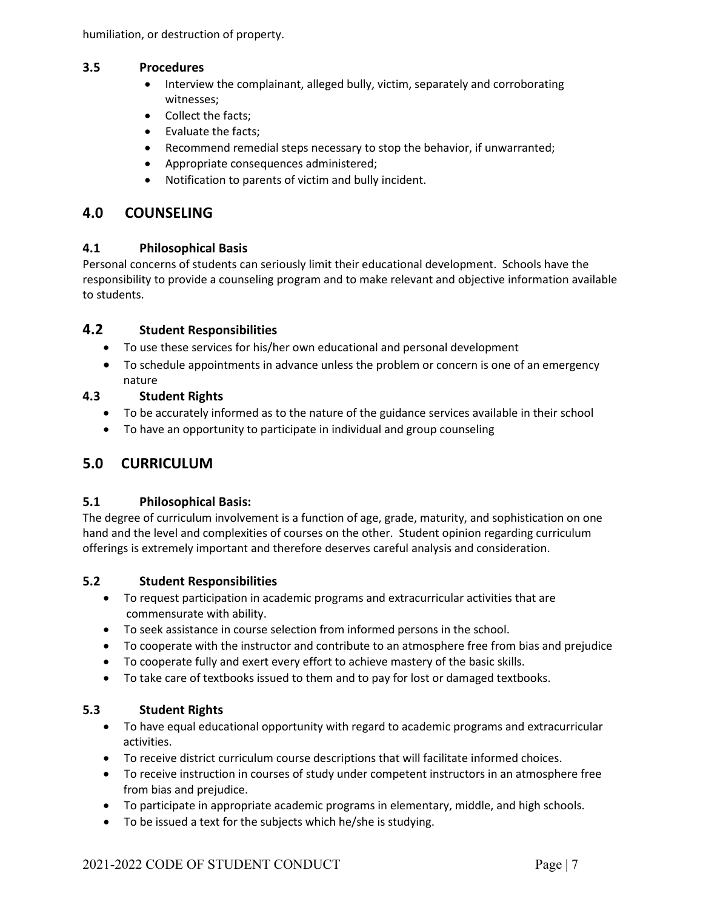humiliation, or destruction of property.

### 3.5 Procedures

- Interview the complainant, alleged bully, victim, separately and corroborating witnesses;
- Collect the facts;
- Evaluate the facts;
- Recommend remedial steps necessary to stop the behavior, if unwarranted;
- Appropriate consequences administered;
- Notification to parents of victim and bully incident.

## 4.0 COUNSELING

### 4.1 Philosophical Basis

Personal concerns of students can seriously limit their educational development. Schools have the responsibility to provide a counseling program and to make relevant and objective information available to students.

### 4.2 Student Responsibilities

- To use these services for his/her own educational and personal development
- To schedule appointments in advance unless the problem or concern is one of an emergency nature

### 4.3 Student Rights

- To be accurately informed as to the nature of the guidance services available in their school
- To have an opportunity to participate in individual and group counseling

## 5.0 CURRICULUM

### 5.1 Philosophical Basis:

The degree of curriculum involvement is a function of age, grade, maturity, and sophistication on one hand and the level and complexities of courses on the other. Student opinion regarding curriculum offerings is extremely important and therefore deserves careful analysis and consideration.

### 5.2 Student Responsibilities

- To request participation in academic programs and extracurricular activities that are commensurate with ability.
- To seek assistance in course selection from informed persons in the school.
- To cooperate with the instructor and contribute to an atmosphere free from bias and prejudice
- To cooperate fully and exert every effort to achieve mastery of the basic skills.
- To take care of textbooks issued to them and to pay for lost or damaged textbooks.

### 5.3 Student Rights

- To have equal educational opportunity with regard to academic programs and extracurricular activities.
- To receive district curriculum course descriptions that will facilitate informed choices.
- To receive instruction in courses of study under competent instructors in an atmosphere free from bias and prejudice.
- To participate in appropriate academic programs in elementary, middle, and high schools.
- To be issued a text for the subjects which he/she is studying.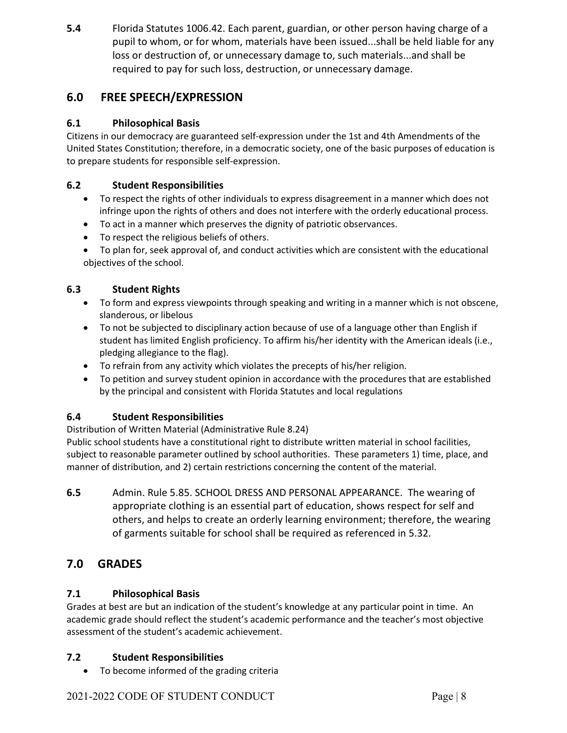**5.4** Florida Statutes 1006.42. Each parent, guardian, or other person having charge of a pupil to whom, or for whom, materials have been issued...shall be held liable for any loss or destruction of, or unnecessary damage to, such materials...and shall be required to pay for such loss, destruction, or unnecessary damage.

## 6.0 FREE SPEECH/EXPRESSION

### 6.1 Philosophical Basis

Citizens in our democracy are guaranteed self-expression under the 1st and 4th Amendments of the United States Constitution; therefore, in a democratic society, one of the basic purposes of education is to prepare students for responsible self-expression.

### 6.2 Student Responsibilities

- To respect the rights of other individuals to express disagreement in a manner which does not infringe upon the rights of others and does not interfere with the orderly educational process.
- To act in a manner which preserves the dignity of patriotic observances.
- To respect the religious beliefs of others.
- To plan for, seek approval of, and conduct activities which are consistent with the educational objectives of the school.

### 6.3 Student Rights

- To form and express viewpoints through speaking and writing in a manner which is not obscene, slanderous, or libelous
- To not be subjected to disciplinary action because of use of a language other than English if student has limited English proficiency. To affirm his/her identity with the American ideals (i.e., pledging allegiance to the flag).
- To refrain from any activity which violates the precepts of his/her religion.
- To petition and survey student opinion in accordance with the procedures that are established by the principal and consistent with Florida Statutes and local regulations

### 6.4 Student Responsibilities

Distribution of Written Material (Administrative Rule 8.24)

Public school students have a constitutional right to distribute written material in school facilities, subject to reasonable parameter outlined by school authorities. These parameters 1) time, place, and manner of distribution, and 2) certain restrictions concerning the content of the material.

**6.5** Admin. Rule 5.85. SCHOOL DRESS AND PERSONAL APPEARANCE. The wearing of appropriate clothing is an essential part of education, shows respect for self and others, and helps to create an orderly learning environment; therefore, the wearing of garments suitable for school shall be required as referenced in 5.32.

## 7.0 GRADES

### 7.1 Philosophical Basis

Grades at best are but an indication of the student's knowledge at any particular point in time. An academic grade should reflect the student's academic performance and the teacher's most objective assessment of the student's academic achievement.

### 7.2 Student Responsibilities

- To become informed of the grading criteria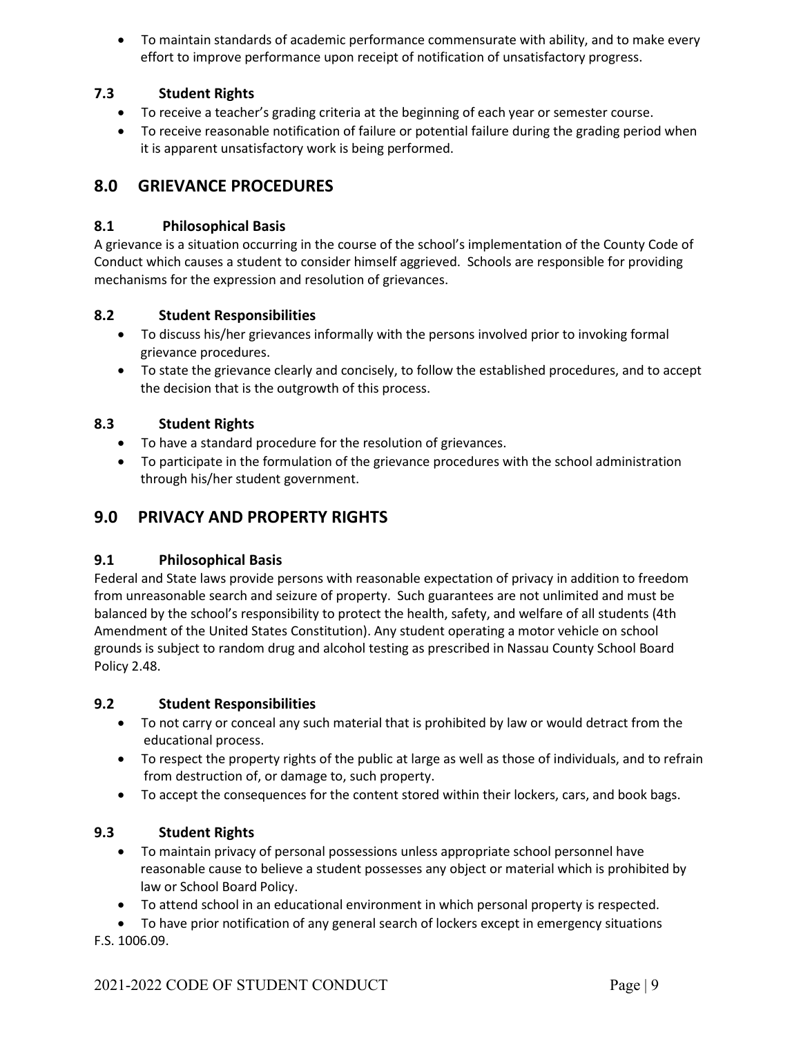- To maintain standards of academic performance commensurate with ability, and to make every effort to improve performance upon receipt of notification of unsatisfactory progress.

### 7.3 Student Rights

- To receive a teacher's grading criteria at the beginning of each year or semester course.
- To receive reasonable notification of failure or potential failure during the grading period when it is apparent unsatisfactory work is being performed.

## 8.0 GRIEVANCE PROCEDURES

### 8.1 Philosophical Basis

A grievance is a situation occurring in the course of the school's implementation of the County Code of Conduct which causes a student to consider himself aggrieved. Schools are responsible for providing mechanisms for the expression and resolution of grievances.

### 8.2 Student Responsibilities

- To discuss his/her grievances informally with the persons involved prior to invoking formal grievance procedures.
- To state the grievance clearly and concisely, to follow the established procedures, and to accept the decision that is the outgrowth of this process.

### 8.3 Student Rights

- To have a standard procedure for the resolution of grievances.
- To participate in the formulation of the grievance procedures with the school administration through his/her student government.

## 9.0 PRIVACY AND PROPERTY RIGHTS

### 9.1 Philosophical Basis

Federal and State laws provide persons with reasonable expectation of privacy in addition to freedom from unreasonable search and seizure of property. Such guarantees are not unlimited and must be balanced by the school's responsibility to protect the health, safety, and welfare of all students (4th Amendment of the United States Constitution). Any student operating a motor vehicle on school grounds is subject to random drug and alcohol testing as prescribed in Nassau County School Board Policy 2.48.

### 9.2 Student Responsibilities

- To not carry or conceal any such material that is prohibited by law or would detract from the educational process.
- To respect the property rights of the public at large as well as those of individuals, and to refrain from destruction of, or damage to, such property.
- To accept the consequences for the content stored within their lockers, cars, and book bags.

### 9.3 Student Rights

- To maintain privacy of personal possessions unless appropriate school personnel have reasonable cause to believe a student possesses any object or material which is prohibited by law or School Board Policy.
- To attend school in an educational environment in which personal property is respected.
- To have prior notification of any general search of lockers except in emergency situations F.S. 1006.09.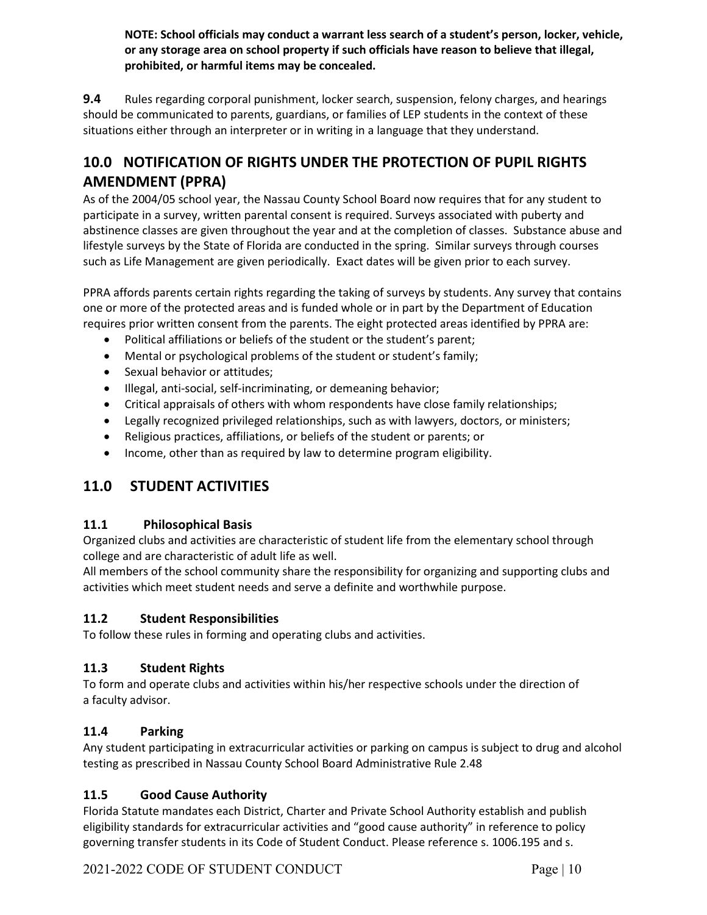**NOTE: School officials may conduct a warrant less search of a student's person, locker, vehicle, or any storage area on school property if such officials have reason to believe that illegal, prohibited, or harmful items may be concealed.**

**9.4** Rules regarding corporal punishment, locker search, suspension, felony charges, and hearings should be communicated to parents, guardians, or families of LEP students in the context of these situations either through an interpreter or in writing in a language that they understand.

## 10.0 NOTIFICATION OF RIGHTS UNDER THE PROTECTION OF PUPIL RIGHTS AMENDMENT (PPRA)

As of the 2004/05 school year, the Nassau County School Board now requires that for any student to participate in a survey, written parental consent is required. Surveys associated with puberty and abstinence classes are given throughout the year and at the completion of classes. Substance abuse and lifestyle surveys by the State of Florida are conducted in the spring. Similar surveys through courses such as Life Management are given periodically. Exact dates will be given prior to each survey.

PPRA affords parents certain rights regarding the taking of surveys by students. Any survey that contains one or more of the protected areas and is funded whole or in part by the Department of Education requires prior written consent from the parents. The eight protected areas identified by PPRA are:

- Political affiliations or beliefs of the student or the student's parent;
- Mental or psychological problems of the student or student's family;
- Sexual behavior or attitudes;
- Illegal, anti-social, self-incriminating, or demeaning behavior;
- Critical appraisals of others with whom respondents have close family relationships;
- Legally recognized privileged relationships, such as with lawyers, doctors, or ministers;
- Religious practices, affiliations, or beliefs of the student or parents; or
- Income, other than as required by law to determine program eligibility.

## 11.0 STUDENT ACTIVITIES

### 11.1 Philosophical Basis

Organized clubs and activities are characteristic of student life from the elementary school through college and are characteristic of adult life as well.

All members of the school community share the responsibility for organizing and supporting clubs and activities which meet student needs and serve a definite and worthwhile purpose.

### 11.2 Student Responsibilities

To follow these rules in forming and operating clubs and activities.

### 11.3 Student Rights

To form and operate clubs and activities within his/her respective schools under the direction of a faculty advisor.

### 11.4 Parking

Any student participating in extracurricular activities or parking on campus is subject to drug and alcohol testing as prescribed in Nassau County School Board Administrative Rule 2.48

### 11.5 Good Cause Authority

Florida Statute mandates each District, Charter and Private School Authority establish and publish eligibility standards for extracurricular activities and "good cause authority" in reference to policy governing transfer students in its Code of Student Conduct. Please reference s. 1006.195 and s.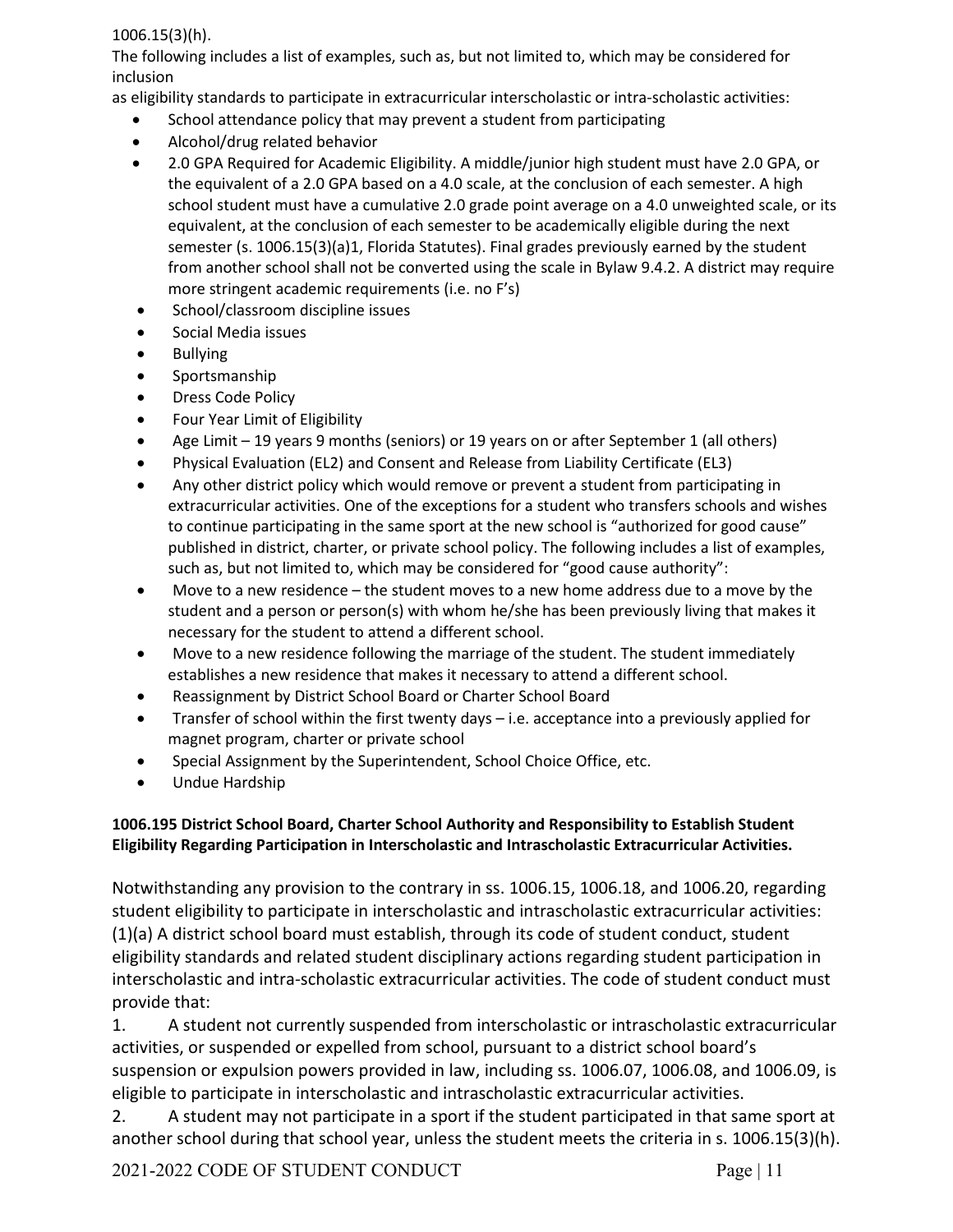1006.15(3)(h).

The following includes a list of examples, such as, but not limited to, which may be considered for inclusion as eligibility standards to participate in extracurricular interscholastic or intra-scholastic activities:

- School attendance policy that may prevent a student from participating
- Alcohol/drug related behavior
- 2.0 GPA Required for Academic Eligibility. A middle/junior high student must have 2.0 GPA, or the equivalent of a 2.0 GPA based on a 4.0 scale, at the conclusion of each semester. A high school student must have a cumulative 2.0 grade point average on a 4.0 unweighted scale, or its equivalent, at the conclusion of each semester to be academically eligible during the next semester (s. 1006.15(3)(a)1, Florida Statutes). Final grades previously earned by the student from another school shall not be converted using the scale in Bylaw 9.4.2. A district may require more stringent academic requirements (i.e. no F's)
- School/classroom discipline issues
- Social Media issues
- Bullying
- Sportsmanship
- Dress Code Policy
- Four Year Limit of Eligibility
- Age Limit – 19 years 9 months (seniors) or 19 years on or after September 1 (all others)
- Physical Evaluation (EL2) and Consent and Release from Liability Certificate (EL3)
- Any other district policy which would remove or prevent a student from participating in extracurricular activities. One of the exceptions for a student who transfers schools and wishes to continue participating in the same sport at the new school is "authorized for good cause" published in district, charter, or private school policy. The following includes a list of examples, such as, but not limited to, which may be considered for "good cause authority":
- Move to a new residence – the student moves to a new home address due to a move by the student and a person or person(s) with whom he/she has been previously living that makes it necessary for the student to attend a different school.
- Move to a new residence following the marriage of the student. The student immediately establishes a new residence that makes it necessary to attend a different school.
- Reassignment by District School Board or Charter School Board
- Transfer of school within the first twenty days – i.e. acceptance into a previously applied for magnet program, charter or private school
- Special Assignment by the Superintendent, School Choice Office, etc.
- Undue Hardship

**1006.195 District School Board, Charter School Authority and Responsibility to Establish Student Eligibility Regarding Participation in Interscholastic and Intrascholastic Extracurricular Activities.**

Notwithstanding any provision to the contrary in ss. 1006.15, 1006.18, and 1006.20, regarding student eligibility to participate in interscholastic and intrascholastic extracurricular activities:

(1)(a) A district school board must establish, through its code of student conduct, student eligibility standards and related student disciplinary actions regarding student participation in interscholastic and intra-scholastic extracurricular activities. The code of student conduct must provide that:

1. A student not currently suspended from interscholastic or intrascholastic extracurricular activities, or suspended or expelled from school, pursuant to a district school board's suspension or expulsion powers provided in law, including ss. 1006.07, 1006.08, and 1006.09, is eligible to participate in interscholastic and intrascholastic extracurricular activities.
2. A student may not participate in a sport if the student participated in that same sport at another school during that school year, unless the student meets the criteria in s. 1006.15(3)(h).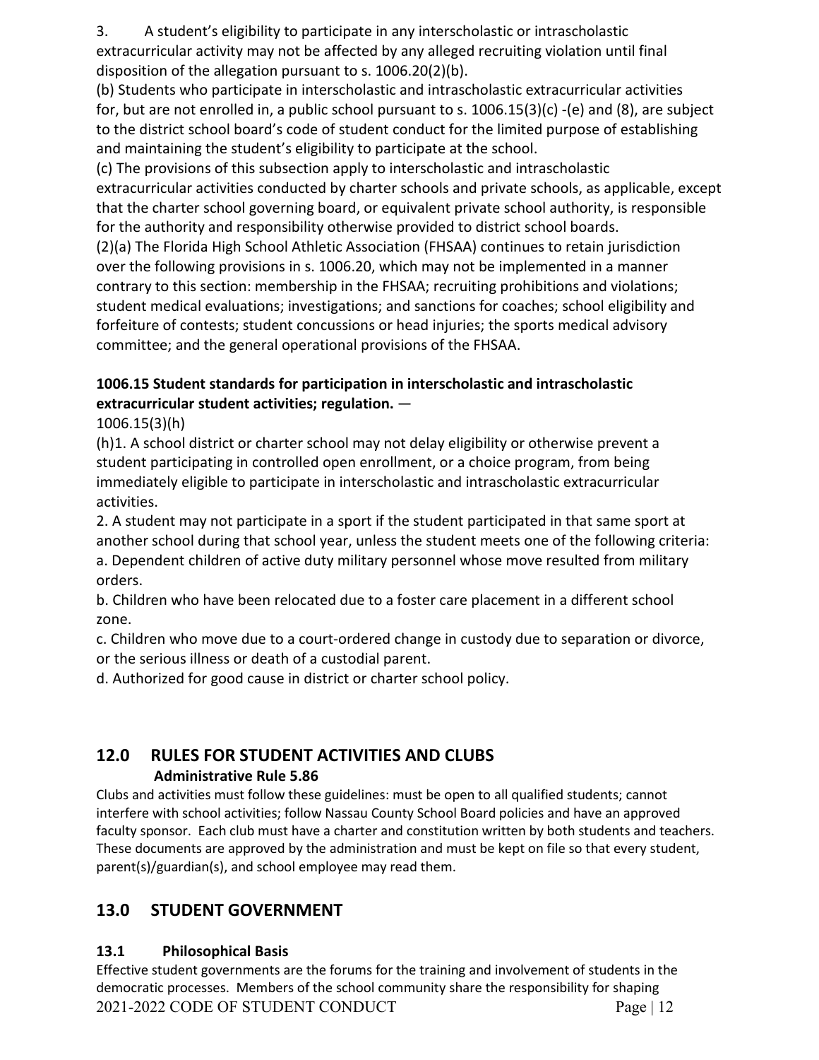3. A student's eligibility to participate in any interscholastic or intrascholastic extracurricular activity may not be affected by any alleged recruiting violation until final disposition of the allegation pursuant to s. 1006.20(2)(b).

(b) Students who participate in interscholastic and intrascholastic extracurricular activities for, but are not enrolled in, a public school pursuant to s. 1006.15(3)(c) -(e) and (8), are subject to the district school board's code of student conduct for the limited purpose of establishing and maintaining the student's eligibility to participate at the school.

(c) The provisions of this subsection apply to interscholastic and intrascholastic extracurricular activities conducted by charter schools and private schools, as applicable, except that the charter school governing board, or equivalent private school authority, is responsible for the authority and responsibility otherwise provided to district school boards.

(2)(a) The Florida High School Athletic Association (FHSAA) continues to retain jurisdiction over the following provisions in s. 1006.20, which may not be implemented in a manner contrary to this section: membership in the FHSAA; recruiting prohibitions and violations; student medical evaluations; investigations; and sanctions for coaches; school eligibility and forfeiture of contests; student concussions or head injuries; the sports medical advisory committee; and the general operational provisions of the FHSAA.

**1006.15 Student standards for participation in interscholastic and intrascholastic extracurricular student activities; regulation.** —

1006.15(3)(h)

(h)1. A school district or charter school may not delay eligibility or otherwise prevent a student participating in controlled open enrollment, or a choice program, from being immediately eligible to participate in interscholastic and intrascholastic extracurricular activities.

2. A student may not participate in a sport if the student participated in that same sport at another school during that school year, unless the student meets one of the following criteria:

a. Dependent children of active duty military personnel whose move resulted from military orders.

b. Children who have been relocated due to a foster care placement in a different school zone.

c. Children who move due to a court-ordered change in custody due to separation or divorce, or the serious illness or death of a custodial parent.

d. Authorized for good cause in district or charter school policy.

## 12.0 RULES FOR STUDENT ACTIVITIES AND CLUBS

**Administrative Rule 5.86**

Clubs and activities must follow these guidelines: must be open to all qualified students; cannot interfere with school activities; follow Nassau County School Board policies and have an approved faculty sponsor. Each club must have a charter and constitution written by both students and teachers. These documents are approved by the administration and must be kept on file so that every student, parent(s)/guardian(s), and school employee may read them.

## 13.0 STUDENT GOVERNMENT

### 13.1 Philosophical Basis

Effective student governments are the forums for the training and involvement of students in the democratic processes. Members of the school community share the responsibility for shaping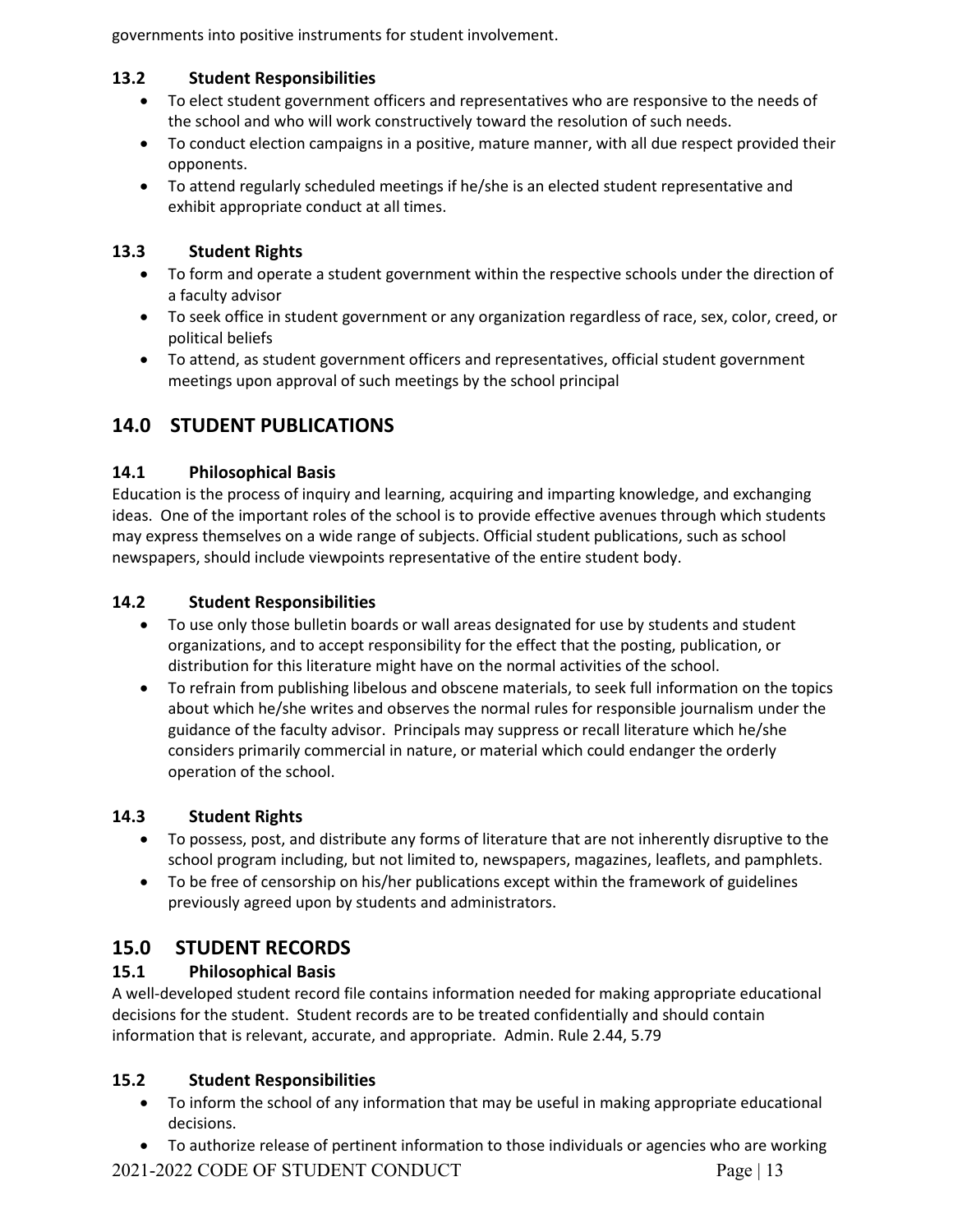governments into positive instruments for student involvement.

### 13.2 Student Responsibilities

- To elect student government officers and representatives who are responsive to the needs of the school and who will work constructively toward the resolution of such needs.
- To conduct election campaigns in a positive, mature manner, with all due respect provided their opponents.
- To attend regularly scheduled meetings if he/she is an elected student representative and exhibit appropriate conduct at all times.

### 13.3 Student Rights

- To form and operate a student government within the respective schools under the direction of a faculty advisor
- To seek office in student government or any organization regardless of race, sex, color, creed, or political beliefs
- To attend, as student government officers and representatives, official student government meetings upon approval of such meetings by the school principal

## 14.0 STUDENT PUBLICATIONS

### 14.1 Philosophical Basis

Education is the process of inquiry and learning, acquiring and imparting knowledge, and exchanging ideas. One of the important roles of the school is to provide effective avenues through which students may express themselves on a wide range of subjects. Official student publications, such as school newspapers, should include viewpoints representative of the entire student body.

### 14.2 Student Responsibilities

- To use only those bulletin boards or wall areas designated for use by students and student organizations, and to accept responsibility for the effect that the posting, publication, or distribution for this literature might have on the normal activities of the school.
- To refrain from publishing libelous and obscene materials, to seek full information on the topics about which he/she writes and observes the normal rules for responsible journalism under the guidance of the faculty advisor. Principals may suppress or recall literature which he/she considers primarily commercial in nature, or material which could endanger the orderly operation of the school.

### 14.3 Student Rights

- To possess, post, and distribute any forms of literature that are not inherently disruptive to the school program including, but not limited to, newspapers, magazines, leaflets, and pamphlets.
- To be free of censorship on his/her publications except within the framework of guidelines previously agreed upon by students and administrators.

## 15.0 STUDENT RECORDS

### 15.1 Philosophical Basis

A well-developed student record file contains information needed for making appropriate educational decisions for the student. Student records are to be treated confidentially and should contain information that is relevant, accurate, and appropriate. Admin. Rule 2.44, 5.79

### 15.2 Student Responsibilities

- To inform the school of any information that may be useful in making appropriate educational decisions.
- To authorize release of pertinent information to those individuals or agencies who are working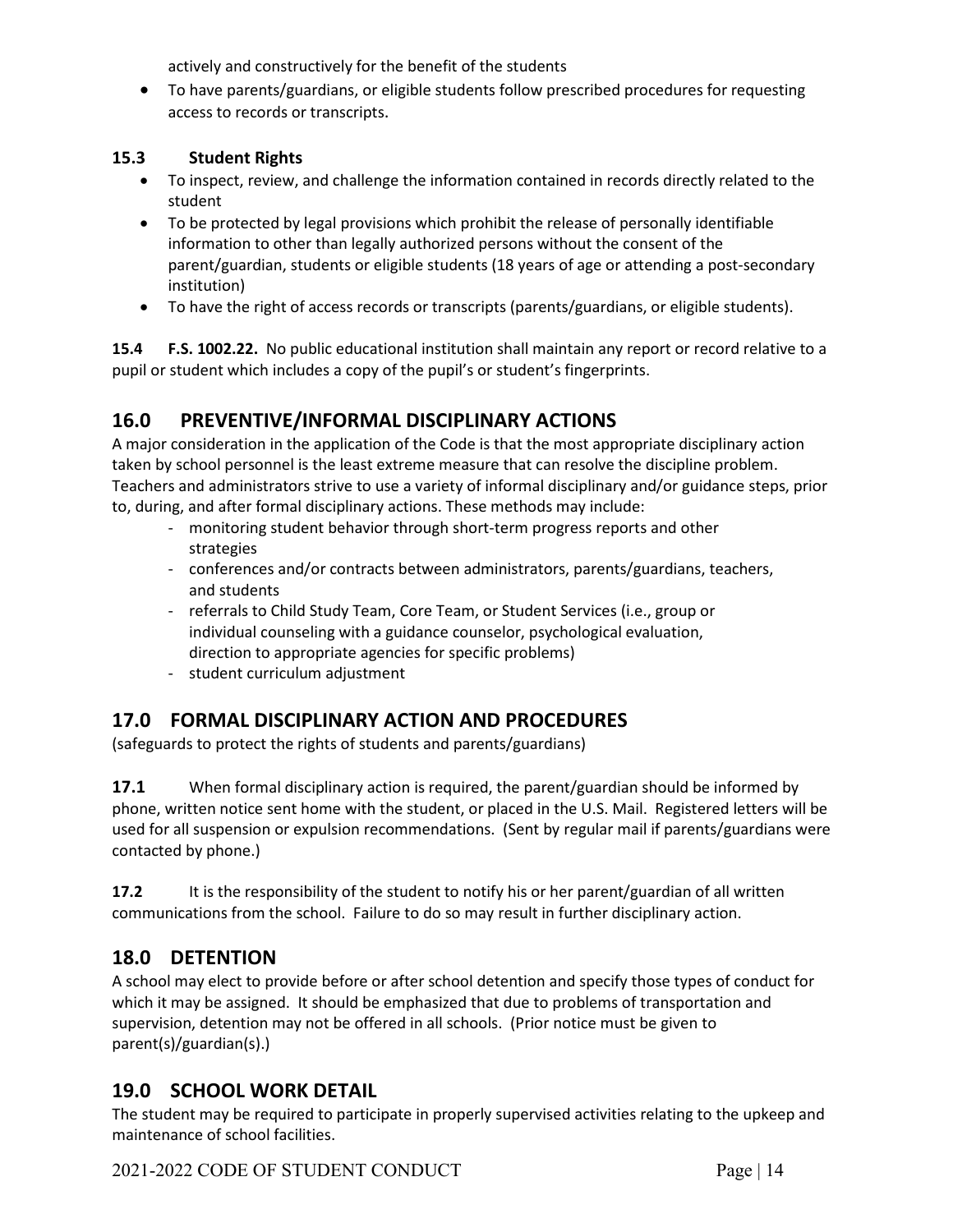actively and constructively for the benefit of the students

- To have parents/guardians, or eligible students follow prescribed procedures for requesting access to records or transcripts.

### 15.3 Student Rights

- To inspect, review, and challenge the information contained in records directly related to the student
- To be protected by legal provisions which prohibit the release of personally identifiable information to other than legally authorized persons without the consent of the parent/guardian, students or eligible students (18 years of age or attending a post-secondary institution)
- To have the right of access records or transcripts (parents/guardians, or eligible students).

**15.4 F.S. 1002.22.** No public educational institution shall maintain any report or record relative to a pupil or student which includes a copy of the pupil's or student's fingerprints.

## 16.0 PREVENTIVE/INFORMAL DISCIPLINARY ACTIONS

A major consideration in the application of the Code is that the most appropriate disciplinary action taken by school personnel is the least extreme measure that can resolve the discipline problem. Teachers and administrators strive to use a variety of informal disciplinary and/or guidance steps, prior to, during, and after formal disciplinary actions. These methods may include:

- monitoring student behavior through short-term progress reports and other strategies
- conferences and/or contracts between administrators, parents/guardians, teachers, and students
- referrals to Child Study Team, Core Team, or Student Services (i.e., group or individual counseling with a guidance counselor, psychological evaluation, direction to appropriate agencies for specific problems)
- student curriculum adjustment

## 17.0 FORMAL DISCIPLINARY ACTION AND PROCEDURES

(safeguards to protect the rights of students and parents/guardians)

**17.1** When formal disciplinary action is required, the parent/guardian should be informed by phone, written notice sent home with the student, or placed in the U.S. Mail. Registered letters will be used for all suspension or expulsion recommendations. (Sent by regular mail if parents/guardians were contacted by phone.)

**17.2** It is the responsibility of the student to notify his or her parent/guardian of all written communications from the school. Failure to do so may result in further disciplinary action.

## 18.0 DETENTION

A school may elect to provide before or after school detention and specify those types of conduct for which it may be assigned. It should be emphasized that due to problems of transportation and supervision, detention may not be offered in all schools. (Prior notice must be given to parent(s)/guardian(s).)

## 19.0 SCHOOL WORK DETAIL

The student may be required to participate in properly supervised activities relating to the upkeep and maintenance of school facilities.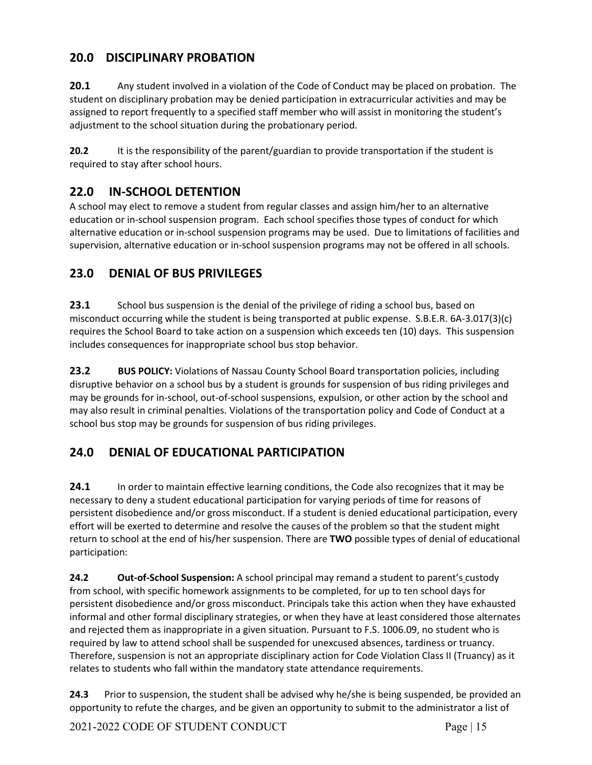## 20.0 DISCIPLINARY PROBATION

**20.1** Any student involved in a violation of the Code of Conduct may be placed on probation. The student on disciplinary probation may be denied participation in extracurricular activities and may be assigned to report frequently to a specified staff member who will assist in monitoring the student's adjustment to the school situation during the probationary period.

**20.2** It is the responsibility of the parent/guardian to provide transportation if the student is required to stay after school hours.

## 22.0 IN-SCHOOL DETENTION

A school may elect to remove a student from regular classes and assign him/her to an alternative education or in-school suspension program. Each school specifies those types of conduct for which alternative education or in-school suspension programs may be used. Due to limitations of facilities and supervision, alternative education or in-school suspension programs may not be offered in all schools.

## 23.0 DENIAL OF BUS PRIVILEGES

**23.1** School bus suspension is the denial of the privilege of riding a school bus, based on misconduct occurring while the student is being transported at public expense. S.B.E.R. 6A-3.017(3)(c) requires the School Board to take action on a suspension which exceeds ten (10) days. This suspension includes consequences for inappropriate school bus stop behavior.

**23.2** **BUS POLICY:** Violations of Nassau County School Board transportation policies, including disruptive behavior on a school bus by a student is grounds for suspension of bus riding privileges and may be grounds for in-school, out-of-school suspensions, expulsion, or other action by the school and may also result in criminal penalties. Violations of the transportation policy and Code of Conduct at a school bus stop may be grounds for suspension of bus riding privileges.

## 24.0 DENIAL OF EDUCATIONAL PARTICIPATION

**24.1** In order to maintain effective learning conditions, the Code also recognizes that it may be necessary to deny a student educational participation for varying periods of time for reasons of persistent disobedience and/or gross misconduct. If a student is denied educational participation, every effort will be exerted to determine and resolve the causes of the problem so that the student might return to school at the end of his/her suspension. There are **TWO** possible types of denial of educational participation:

**24.2** **Out-of-School Suspension:** A school principal may remand a student to parent's custody from school, with specific homework assignments to be completed, for up to ten school days for persistent disobedience and/or gross misconduct. Principals take this action when they have exhausted informal and other formal disciplinary strategies, or when they have at least considered those alternates and rejected them as inappropriate in a given situation. Pursuant to F.S. 1006.09, no student who is required by law to attend school shall be suspended for unexcused absences, tardiness or truancy. Therefore, suspension is not an appropriate disciplinary action for Code Violation Class II (Truancy) as it relates to students who fall within the mandatory state attendance requirements.

**24.3** Prior to suspension, the student shall be advised why he/she is being suspended, be provided an opportunity to refute the charges, and be given an opportunity to submit to the administrator a list of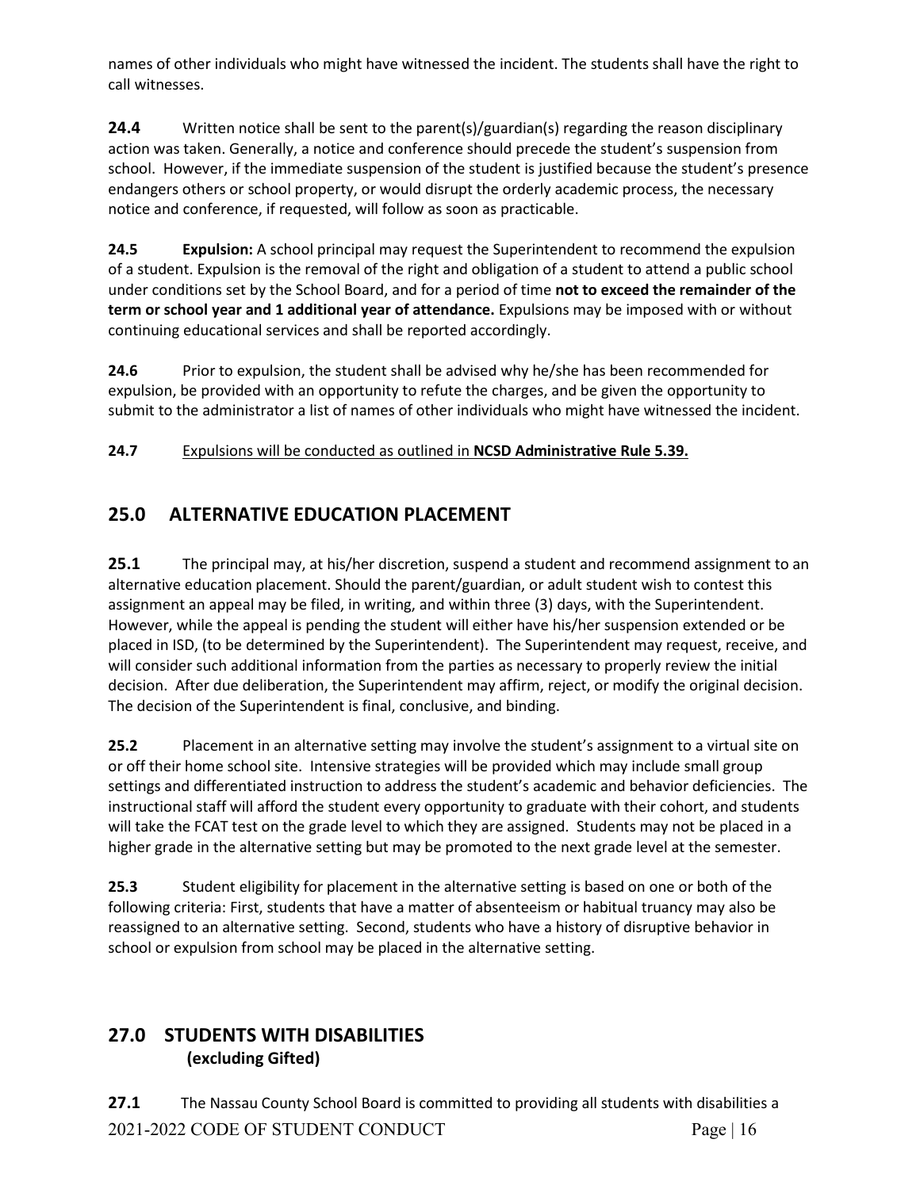names of other individuals who might have witnessed the incident. The students shall have the right to call witnesses.

**24.4** Written notice shall be sent to the parent(s)/guardian(s) regarding the reason disciplinary action was taken. Generally, a notice and conference should precede the student's suspension from school. However, if the immediate suspension of the student is justified because the student's presence endangers others or school property, or would disrupt the orderly academic process, the necessary notice and conference, if requested, will follow as soon as practicable.

**24.5** **Expulsion:** A school principal may request the Superintendent to recommend the expulsion of a student. Expulsion is the removal of the right and obligation of a student to attend a public school under conditions set by the School Board, and for a period of time **not to exceed the remainder of the term or school year and 1 additional year of attendance.** Expulsions may be imposed with or without continuing educational services and shall be reported accordingly.

**24.6** Prior to expulsion, the student shall be advised why he/she has been recommended for expulsion, be provided with an opportunity to refute the charges, and be given the opportunity to submit to the administrator a list of names of other individuals who might have witnessed the incident.

**24.7** Expulsions will be conducted as outlined in **NCSD Administrative Rule 5.39.**

## 25.0 ALTERNATIVE EDUCATION PLACEMENT

**25.1** The principal may, at his/her discretion, suspend a student and recommend assignment to an alternative education placement. Should the parent/guardian, or adult student wish to contest this assignment an appeal may be filed, in writing, and within three (3) days, with the Superintendent. However, while the appeal is pending the student will either have his/her suspension extended or be placed in ISD, (to be determined by the Superintendent). The Superintendent may request, receive, and will consider such additional information from the parties as necessary to properly review the initial decision. After due deliberation, the Superintendent may affirm, reject, or modify the original decision. The decision of the Superintendent is final, conclusive, and binding.

**25.2** Placement in an alternative setting may involve the student's assignment to a virtual site on or off their home school site. Intensive strategies will be provided which may include small group settings and differentiated instruction to address the student's academic and behavior deficiencies. The instructional staff will afford the student every opportunity to graduate with their cohort, and students will take the FCAT test on the grade level to which they are assigned. Students may not be placed in a higher grade in the alternative setting but may be promoted to the next grade level at the semester.

**25.3** Student eligibility for placement in the alternative setting is based on one or both of the following criteria: First, students that have a matter of absenteeism or habitual truancy may also be reassigned to an alternative setting. Second, students who have a history of disruptive behavior in school or expulsion from school may be placed in the alternative setting.

## 27.0 STUDENTS WITH DISABILITIES
**(excluding Gifted)**

**27.1** The Nassau County School Board is committed to providing all students with disabilities a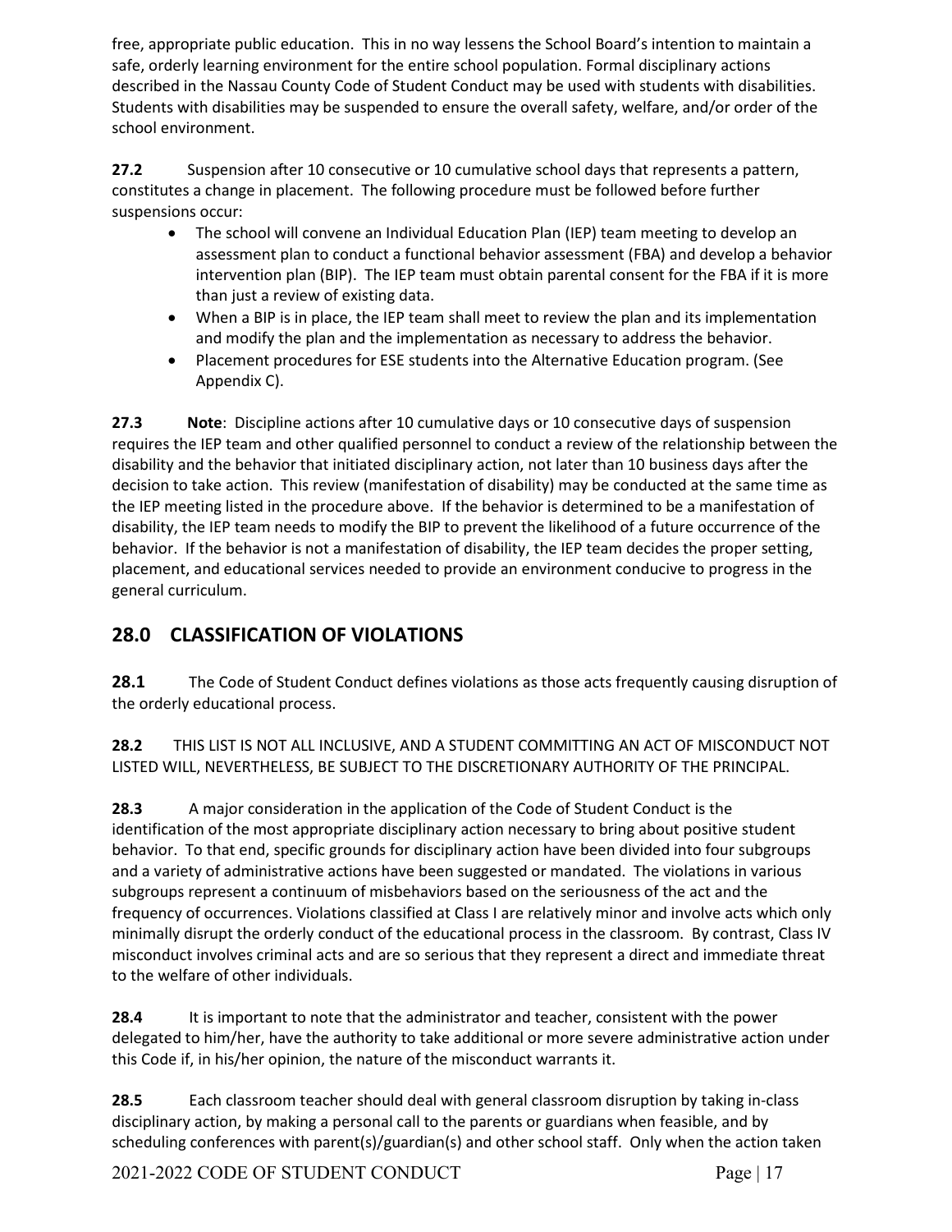free, appropriate public education. This in no way lessens the School Board's intention to maintain a safe, orderly learning environment for the entire school population. Formal disciplinary actions described in the Nassau County Code of Student Conduct may be used with students with disabilities. Students with disabilities may be suspended to ensure the overall safety, welfare, and/or order of the school environment.

**27.2** Suspension after 10 consecutive or 10 cumulative school days that represents a pattern, constitutes a change in placement. The following procedure must be followed before further suspensions occur:

- The school will convene an Individual Education Plan (IEP) team meeting to develop an assessment plan to conduct a functional behavior assessment (FBA) and develop a behavior intervention plan (BIP). The IEP team must obtain parental consent for the FBA if it is more than just a review of existing data.
- When a BIP is in place, the IEP team shall meet to review the plan and its implementation and modify the plan and the implementation as necessary to address the behavior.
- Placement procedures for ESE students into the Alternative Education program. (See Appendix C).

**27.3** **Note**: Discipline actions after 10 cumulative days or 10 consecutive days of suspension requires the IEP team and other qualified personnel to conduct a review of the relationship between the disability and the behavior that initiated disciplinary action, not later than 10 business days after the decision to take action. This review (manifestation of disability) may be conducted at the same time as the IEP meeting listed in the procedure above. If the behavior is determined to be a manifestation of disability, the IEP team needs to modify the BIP to prevent the likelihood of a future occurrence of the behavior. If the behavior is not a manifestation of disability, the IEP team decides the proper setting, placement, and educational services needed to provide an environment conducive to progress in the general curriculum.

## 28.0 CLASSIFICATION OF VIOLATIONS

**28.1** The Code of Student Conduct defines violations as those acts frequently causing disruption of the orderly educational process.

**28.2** THIS LIST IS NOT ALL INCLUSIVE, AND A STUDENT COMMITTING AN ACT OF MISCONDUCT NOT LISTED WILL, NEVERTHELESS, BE SUBJECT TO THE DISCRETIONARY AUTHORITY OF THE PRINCIPAL.

**28.3** A major consideration in the application of the Code of Student Conduct is the identification of the most appropriate disciplinary action necessary to bring about positive student behavior. To that end, specific grounds for disciplinary action have been divided into four subgroups and a variety of administrative actions have been suggested or mandated. The violations in various subgroups represent a continuum of misbehaviors based on the seriousness of the act and the frequency of occurrences. Violations classified at Class I are relatively minor and involve acts which only minimally disrupt the orderly conduct of the educational process in the classroom. By contrast, Class IV misconduct involves criminal acts and are so serious that they represent a direct and immediate threat to the welfare of other individuals.

**28.4** It is important to note that the administrator and teacher, consistent with the power delegated to him/her, have the authority to take additional or more severe administrative action under this Code if, in his/her opinion, the nature of the misconduct warrants it.

**28.5** Each classroom teacher should deal with general classroom disruption by taking in-class disciplinary action, by making a personal call to the parents or guardians when feasible, and by scheduling conferences with parent(s)/guardian(s) and other school staff. Only when the action taken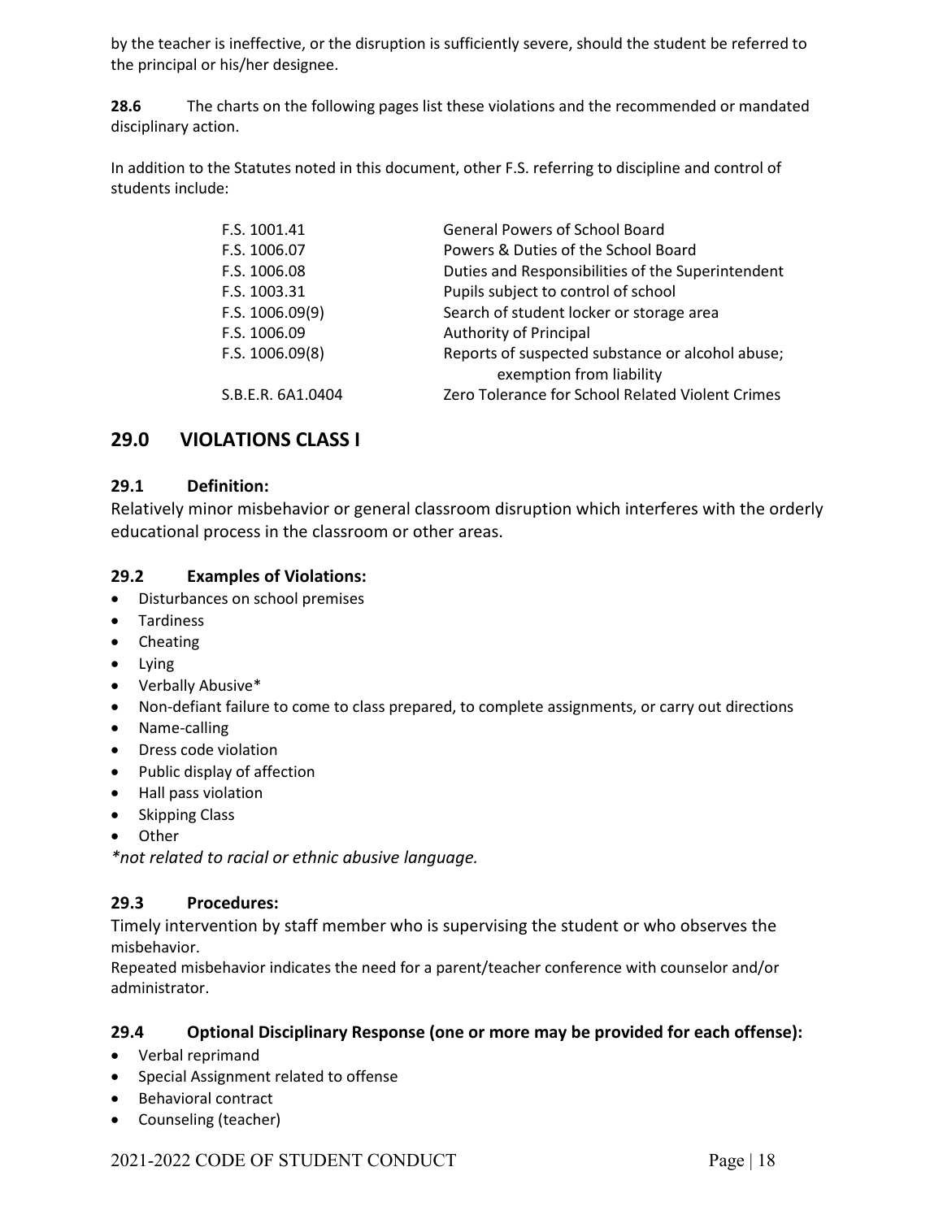by the teacher is ineffective, or the disruption is sufficiently severe, should the student be referred to the principal or his/her designee.

**28.6** The charts on the following pages list these violations and the recommended or mandated disciplinary action.

In addition to the Statutes noted in this document, other F.S. referring to discipline and control of students include:

| | |
|---|---|
| F.S. 1001.41 | General Powers of School Board |
| F.S. 1006.07 | Powers & Duties of the School Board |
| F.S. 1006.08 | Duties and Responsibilities of the Superintendent |
| F.S. 1003.31 | Pupils subject to control of school |
| F.S. 1006.09(9) | Search of student locker or storage area |
| F.S. 1006.09 | Authority of Principal |
| F.S. 1006.09(8) | Reports of suspected substance or alcohol abuse; exemption from liability |
| S.B.E.R. 6A1.0404 | Zero Tolerance for School Related Violent Crimes |

## 29.0 VIOLATIONS CLASS I

### 29.1 Definition:

Relatively minor misbehavior or general classroom disruption which interferes with the orderly educational process in the classroom or other areas.

### 29.2 Examples of Violations:

- Disturbances on school premises
- Tardiness
- Cheating
- Lying
- Verbally Abusive*
- Non-defiant failure to come to class prepared, to complete assignments, or carry out directions
- Name-calling
- Dress code violation
- Public display of affection
- Hall pass violation
- Skipping Class
- Other

*\*not related to racial or ethnic abusive language.*

### 29.3 Procedures:

Timely intervention by staff member who is supervising the student or who observes the misbehavior.

Repeated misbehavior indicates the need for a parent/teacher conference with counselor and/or administrator.

### 29.4 Optional Disciplinary Response (one or more may be provided for each offense):

- Verbal reprimand
- Special Assignment related to offense
- Behavioral contract
- Counseling (teacher)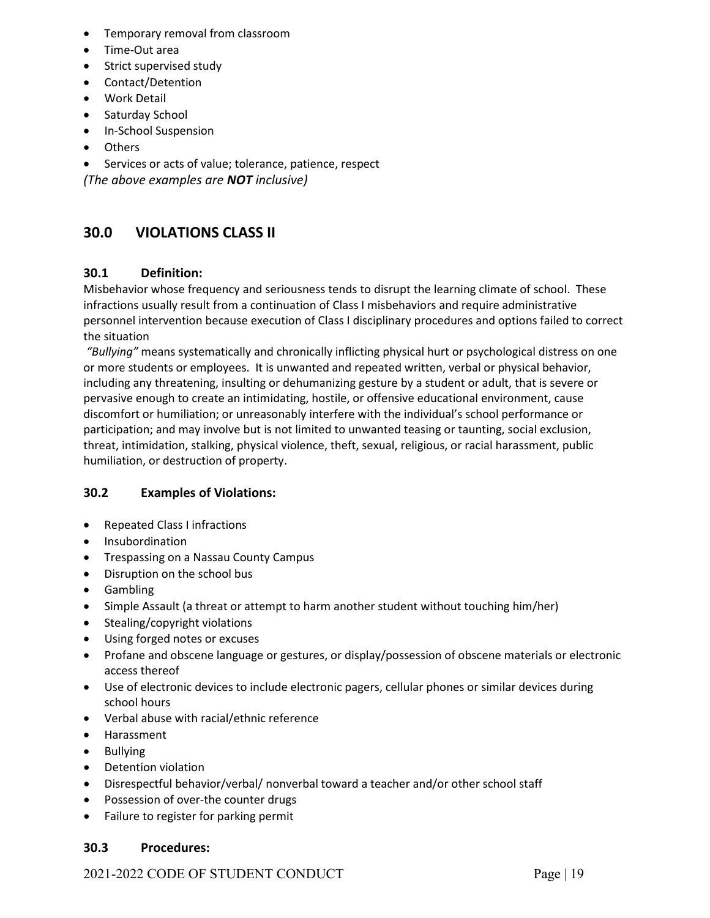- Temporary removal from classroom
- Time-Out area
- Strict supervised study
- Contact/Detention
- Work Detail
- Saturday School
- In-School Suspension
- Others
- Services or acts of value; tolerance, patience, respect

*(The above examples are* ***NOT*** *inclusive)*

## 30.0 VIOLATIONS CLASS II

### 30.1 Definition:

Misbehavior whose frequency and seriousness tends to disrupt the learning climate of school. These infractions usually result from a continuation of Class I misbehaviors and require administrative personnel intervention because execution of Class I disciplinary procedures and options failed to correct the situation

*"Bullying"* means systematically and chronically inflicting physical hurt or psychological distress on one or more students or employees. It is unwanted and repeated written, verbal or physical behavior, including any threatening, insulting or dehumanizing gesture by a student or adult, that is severe or pervasive enough to create an intimidating, hostile, or offensive educational environment, cause discomfort or humiliation; or unreasonably interfere with the individual's school performance or participation; and may involve but is not limited to unwanted teasing or taunting, social exclusion, threat, intimidation, stalking, physical violence, theft, sexual, religious, or racial harassment, public humiliation, or destruction of property.

### 30.2 Examples of Violations:

- Repeated Class I infractions
- Insubordination
- Trespassing on a Nassau County Campus
- Disruption on the school bus
- Gambling
- Simple Assault (a threat or attempt to harm another student without touching him/her)
- Stealing/copyright violations
- Using forged notes or excuses
- Profane and obscene language or gestures, or display/possession of obscene materials or electronic access thereof
- Use of electronic devices to include electronic pagers, cellular phones or similar devices during school hours
- Verbal abuse with racial/ethnic reference
- Harassment
- Bullying
- Detention violation
- Disrespectful behavior/verbal/ nonverbal toward a teacher and/or other school staff
- Possession of over-the counter drugs
- Failure to register for parking permit

### 30.3 Procedures: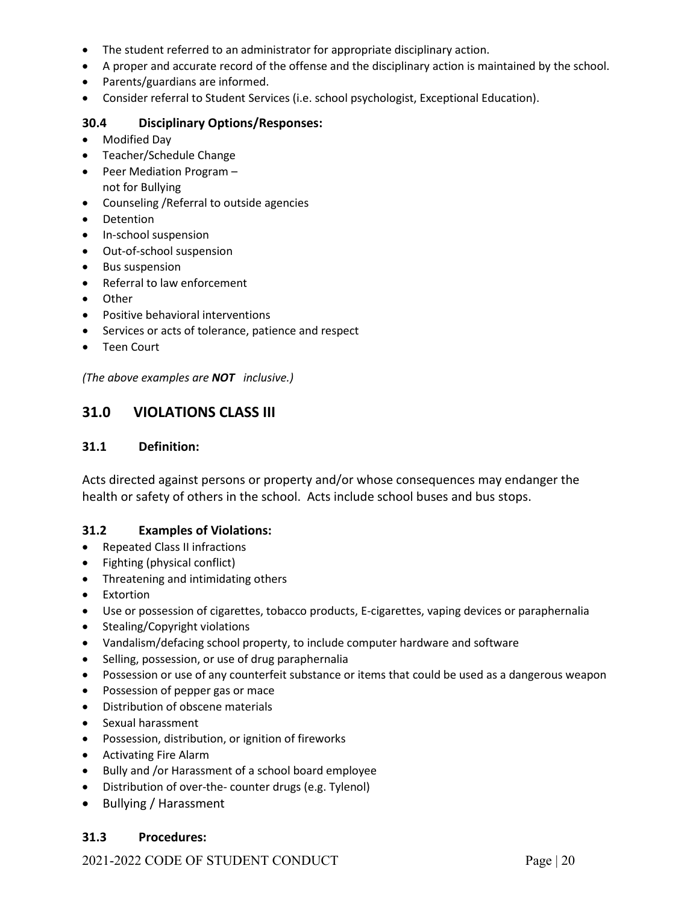- The student referred to an administrator for appropriate disciplinary action.
- A proper and accurate record of the offense and the disciplinary action is maintained by the school.
- Parents/guardians are informed.
- Consider referral to Student Services (i.e. school psychologist, Exceptional Education).

### 30.4 Disciplinary Options/Responses:

- Modified Day
- Teacher/Schedule Change
- Peer Mediation Program – not for Bullying
- Counseling /Referral to outside agencies
- Detention
- In-school suspension
- Out-of-school suspension
- Bus suspension
- Referral to law enforcement
- Other
- Positive behavioral interventions
- Services or acts of tolerance, patience and respect
- Teen Court

*(The above examples are **NOT** inclusive.)*

## 31.0 VIOLATIONS CLASS III

### 31.1 Definition:

Acts directed against persons or property and/or whose consequences may endanger the health or safety of others in the school. Acts include school buses and bus stops.

### 31.2 Examples of Violations:

- Repeated Class II infractions
- Fighting (physical conflict)
- Threatening and intimidating others
- Extortion
- Use or possession of cigarettes, tobacco products, E-cigarettes, vaping devices or paraphernalia
- Stealing/Copyright violations
- Vandalism/defacing school property, to include computer hardware and software
- Selling, possession, or use of drug paraphernalia
- Possession or use of any counterfeit substance or items that could be used as a dangerous weapon
- Possession of pepper gas or mace
- Distribution of obscene materials
- Sexual harassment
- Possession, distribution, or ignition of fireworks
- Activating Fire Alarm
- Bully and /or Harassment of a school board employee
- Distribution of over-the- counter drugs (e.g. Tylenol)
- Bullying / Harassment

### 31.3 Procedures: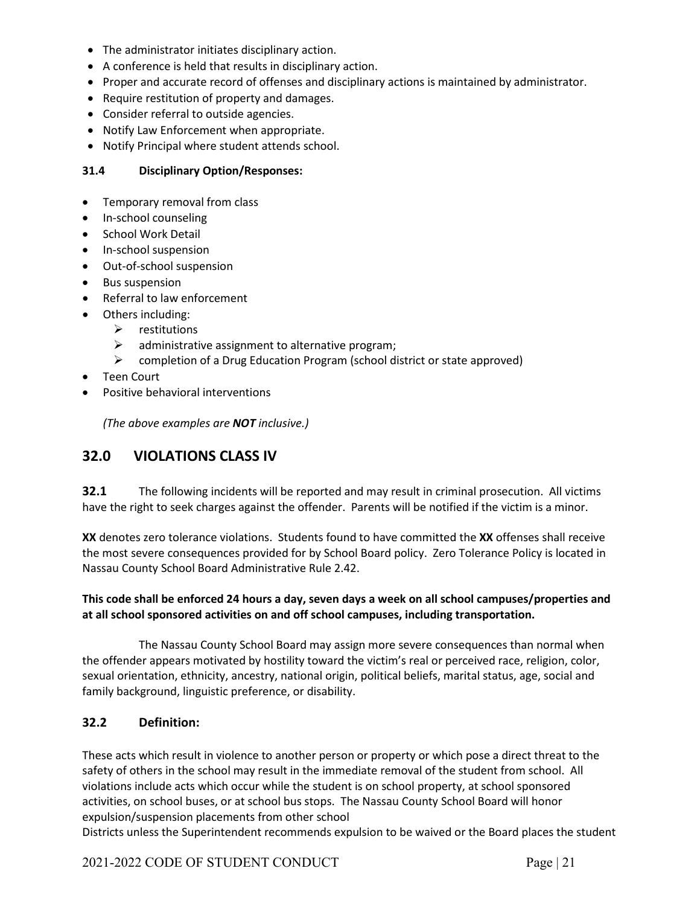- The administrator initiates disciplinary action.
- A conference is held that results in disciplinary action.
- Proper and accurate record of offenses and disciplinary actions is maintained by administrator.
- Require restitution of property and damages.
- Consider referral to outside agencies.
- Notify Law Enforcement when appropriate.
- Notify Principal where student attends school.

**31.4 Disciplinary Option/Responses:**

- Temporary removal from class
- In-school counseling
- School Work Detail
- In-school suspension
- Out-of-school suspension
- Bus suspension
- Referral to law enforcement
- Others including:
  - restitutions
  - administrative assignment to alternative program;
  - completion of a Drug Education Program (school district or state approved)
- Teen Court
- Positive behavioral interventions

*(The above examples are **NOT** inclusive.)*

## 32.0 VIOLATIONS CLASS IV

**32.1** The following incidents will be reported and may result in criminal prosecution. All victims have the right to seek charges against the offender. Parents will be notified if the victim is a minor.

**XX** denotes zero tolerance violations. Students found to have committed the **XX** offenses shall receive the most severe consequences provided for by School Board policy. Zero Tolerance Policy is located in Nassau County School Board Administrative Rule 2.42.

**This code shall be enforced 24 hours a day, seven days a week on all school campuses/properties and at all school sponsored activities on and off school campuses, including transportation.**

The Nassau County School Board may assign more severe consequences than normal when the offender appears motivated by hostility toward the victim's real or perceived race, religion, color, sexual orientation, ethnicity, ancestry, national origin, political beliefs, marital status, age, social and family background, linguistic preference, or disability.

### 32.2 Definition:

These acts which result in violence to another person or property or which pose a direct threat to the safety of others in the school may result in the immediate removal of the student from school. All violations include acts which occur while the student is on school property, at school sponsored activities, on school buses, or at school bus stops. The Nassau County School Board will honor expulsion/suspension placements from other school Districts unless the Superintendent recommends expulsion to be waived or the Board places the student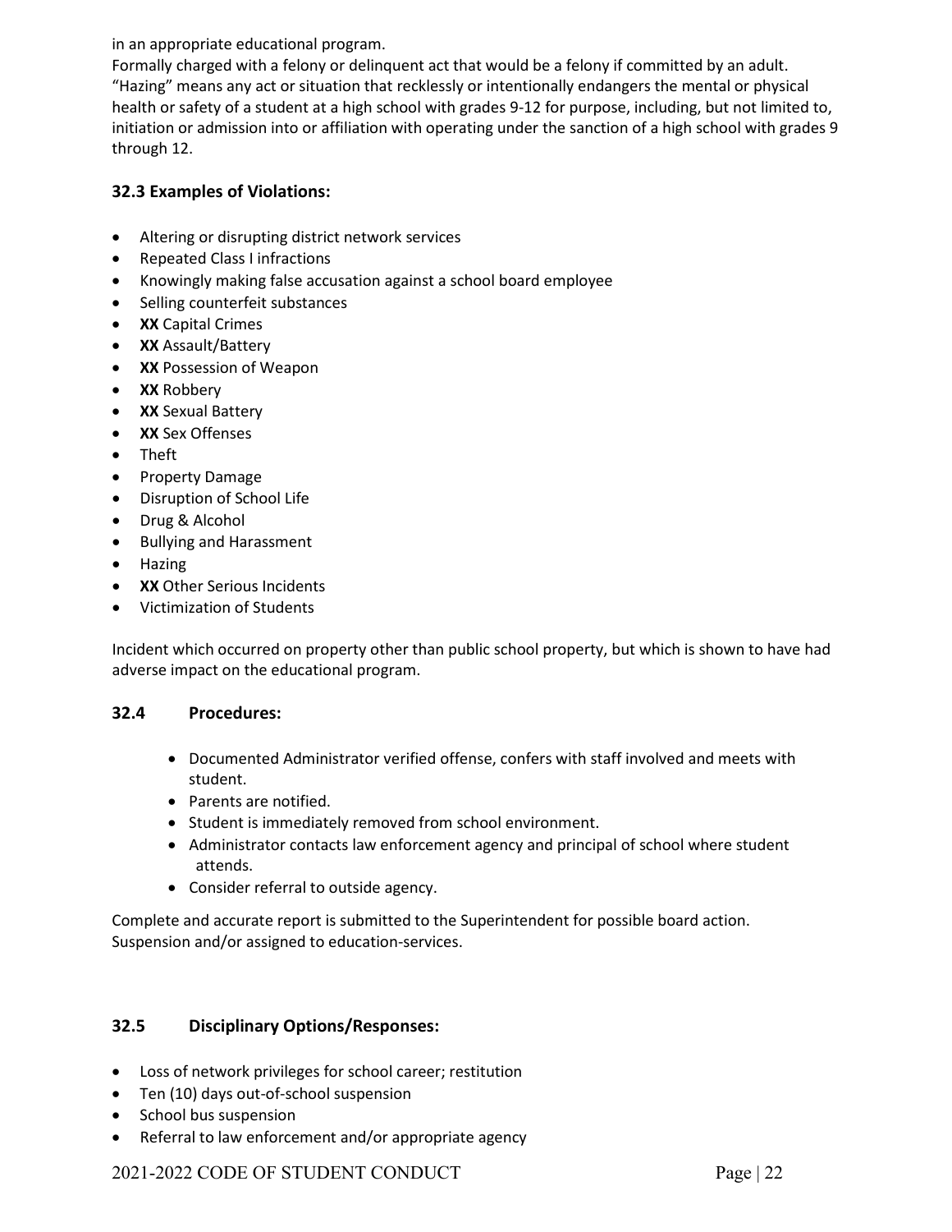in an appropriate educational program.

Formally charged with a felony or delinquent act that would be a felony if committed by an adult.

"Hazing" means any act or situation that recklessly or intentionally endangers the mental or physical health or safety of a student at a high school with grades 9-12 for purpose, including, but not limited to, initiation or admission into or affiliation with operating under the sanction of a high school with grades 9 through 12.

### 32.3 Examples of Violations:

- Altering or disrupting district network services
- Repeated Class I infractions
- Knowingly making false accusation against a school board employee
- Selling counterfeit substances
- **XX** Capital Crimes
- **XX** Assault/Battery
- **XX** Possession of Weapon
- **XX** Robbery
- **XX** Sexual Battery
- **XX** Sex Offenses
- Theft
- Property Damage
- Disruption of School Life
- Drug & Alcohol
- Bullying and Harassment
- Hazing
- **XX** Other Serious Incidents
- Victimization of Students

Incident which occurred on property other than public school property, but which is shown to have had adverse impact on the educational program.

### 32.4 Procedures:

- Documented Administrator verified offense, confers with staff involved and meets with student.
- Parents are notified.
- Student is immediately removed from school environment.
- Administrator contacts law enforcement agency and principal of school where student attends.
- Consider referral to outside agency.

Complete and accurate report is submitted to the Superintendent for possible board action. Suspension and/or assigned to education-services.

### 32.5 Disciplinary Options/Responses:

- Loss of network privileges for school career; restitution
- Ten (10) days out-of-school suspension
- School bus suspension
- Referral to law enforcement and/or appropriate agency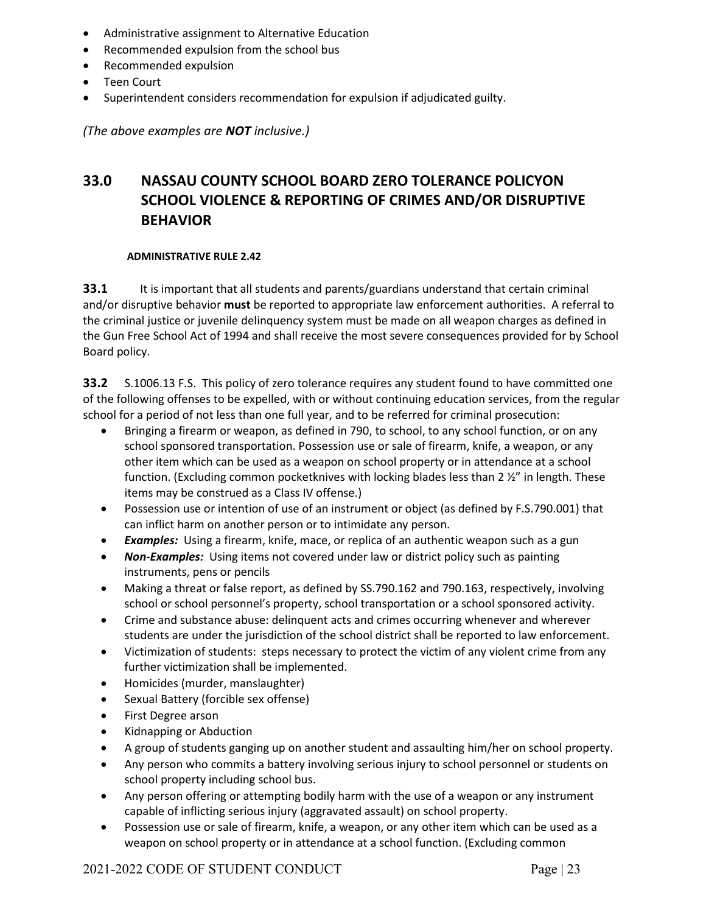- Administrative assignment to Alternative Education
- Recommended expulsion from the school bus
- Recommended expulsion
- Teen Court
- Superintendent considers recommendation for expulsion if adjudicated guilty.

*(The above examples are **NOT** inclusive.)*

## 33.0 NASSAU COUNTY SCHOOL BOARD ZERO TOLERANCE POLICYON SCHOOL VIOLENCE & REPORTING OF CRIMES AND/OR DISRUPTIVE BEHAVIOR

**ADMINISTRATIVE RULE 2.42**

**33.1** It is important that all students and parents/guardians understand that certain criminal and/or disruptive behavior **must** be reported to appropriate law enforcement authorities. A referral to the criminal justice or juvenile delinquency system must be made on all weapon charges as defined in the Gun Free School Act of 1994 and shall receive the most severe consequences provided for by School Board policy.

**33.2** S.1006.13 F.S. This policy of zero tolerance requires any student found to have committed one of the following offenses to be expelled, with or without continuing education services, from the regular school for a period of not less than one full year, and to be referred for criminal prosecution:

- Bringing a firearm or weapon, as defined in 790, to school, to any school function, or on any school sponsored transportation. Possession use or sale of firearm, knife, a weapon, or any other item which can be used as a weapon on school property or in attendance at a school function. (Excluding common pocketknives with locking blades less than 2 ½" in length. These items may be construed as a Class IV offense.)
- Possession use or intention of use of an instrument or object (as defined by F.S.790.001) that can inflict harm on another person or to intimidate any person.
- ***Examples:*** Using a firearm, knife, mace, or replica of an authentic weapon such as a gun
- ***Non-Examples:*** Using items not covered under law or district policy such as painting instruments, pens or pencils
- Making a threat or false report, as defined by SS.790.162 and 790.163, respectively, involving school or school personnel's property, school transportation or a school sponsored activity.
- Crime and substance abuse: delinquent acts and crimes occurring whenever and wherever students are under the jurisdiction of the school district shall be reported to law enforcement.
- Victimization of students: steps necessary to protect the victim of any violent crime from any further victimization shall be implemented.
- Homicides (murder, manslaughter)
- Sexual Battery (forcible sex offense)
- First Degree arson
- Kidnapping or Abduction
- A group of students ganging up on another student and assaulting him/her on school property.
- Any person who commits a battery involving serious injury to school personnel or students on school property including school bus.
- Any person offering or attempting bodily harm with the use of a weapon or any instrument capable of inflicting serious injury (aggravated assault) on school property.
- Possession use or sale of firearm, knife, a weapon, or any other item which can be used as a weapon on school property or in attendance at a school function. (Excluding common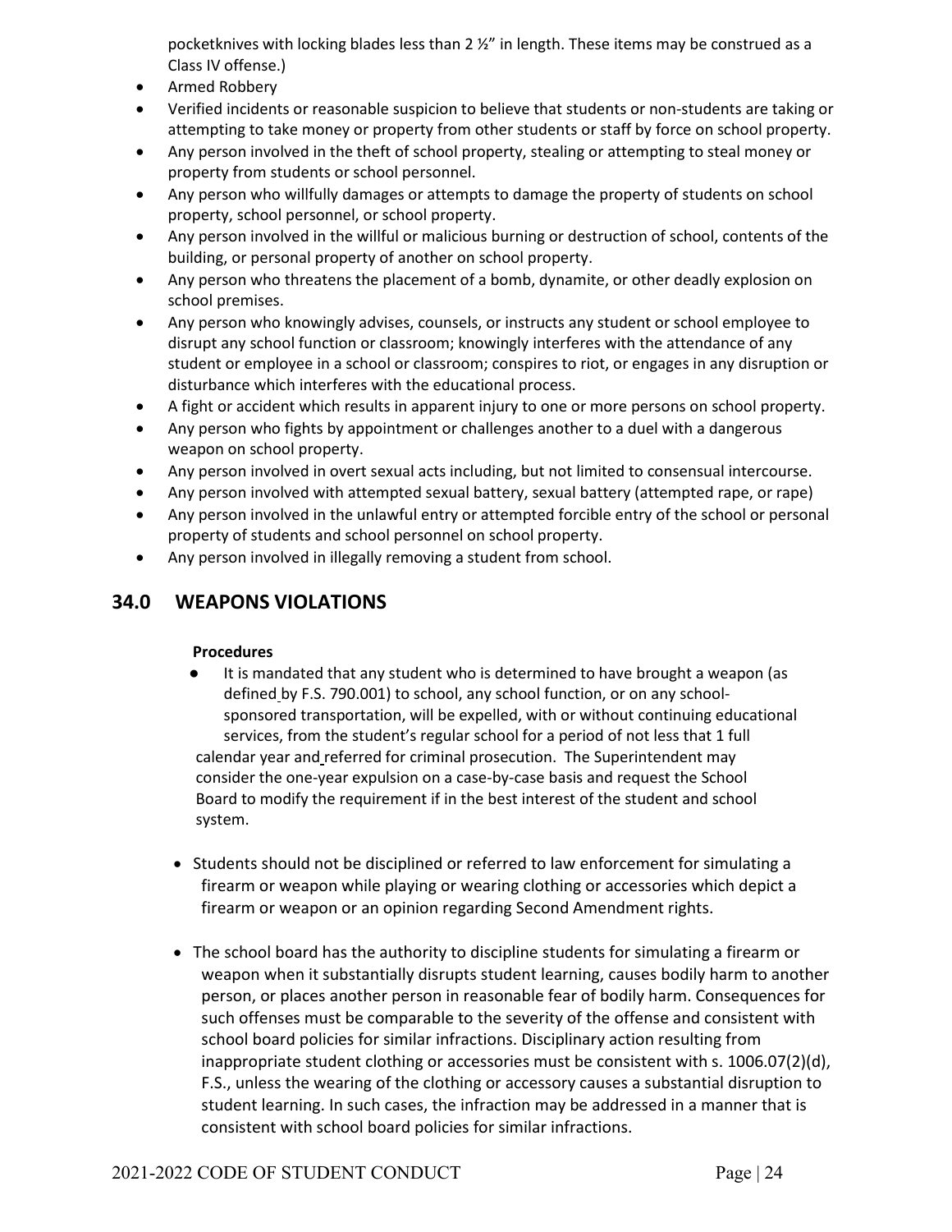pocketknives with locking blades less than 2 ½" in length. These items may be construed as a Class IV offense.)

- Armed Robbery
- Verified incidents or reasonable suspicion to believe that students or non-students are taking or attempting to take money or property from other students or staff by force on school property.
- Any person involved in the theft of school property, stealing or attempting to steal money or property from students or school personnel.
- Any person who willfully damages or attempts to damage the property of students on school property, school personnel, or school property.
- Any person involved in the willful or malicious burning or destruction of school, contents of the building, or personal property of another on school property.
- Any person who threatens the placement of a bomb, dynamite, or other deadly explosion on school premises.
- Any person who knowingly advises, counsels, or instructs any student or school employee to disrupt any school function or classroom; knowingly interferes with the attendance of any student or employee in a school or classroom; conspires to riot, or engages in any disruption or disturbance which interferes with the educational process.
- A fight or accident which results in apparent injury to one or more persons on school property.
- Any person who fights by appointment or challenges another to a duel with a dangerous weapon on school property.
- Any person involved in overt sexual acts including, but not limited to consensual intercourse.
- Any person involved with attempted sexual battery, sexual battery (attempted rape, or rape)
- Any person involved in the unlawful entry or attempted forcible entry of the school or personal property of students and school personnel on school property.
- Any person involved in illegally removing a student from school.

## 34.0 WEAPONS VIOLATIONS

**Procedures**

- It is mandated that any student who is determined to have brought a weapon (as defined by F.S. 790.001) to school, any school function, or on any school-sponsored transportation, will be expelled, with or without continuing educational services, from the student's regular school for a period of not less that 1 full calendar year and referred for criminal prosecution. The Superintendent may consider the one-year expulsion on a case-by-case basis and request the School Board to modify the requirement if in the best interest of the student and school system.

- Students should not be disciplined or referred to law enforcement for simulating a firearm or weapon while playing or wearing clothing or accessories which depict a firearm or weapon or an opinion regarding Second Amendment rights.

- The school board has the authority to discipline students for simulating a firearm or weapon when it substantially disrupts student learning, causes bodily harm to another person, or places another person in reasonable fear of bodily harm. Consequences for such offenses must be comparable to the severity of the offense and consistent with school board policies for similar infractions. Disciplinary action resulting from inappropriate student clothing or accessories must be consistent with s. 1006.07(2)(d), F.S., unless the wearing of the clothing or accessory causes a substantial disruption to student learning. In such cases, the infraction may be addressed in a manner that is consistent with school board policies for similar infractions.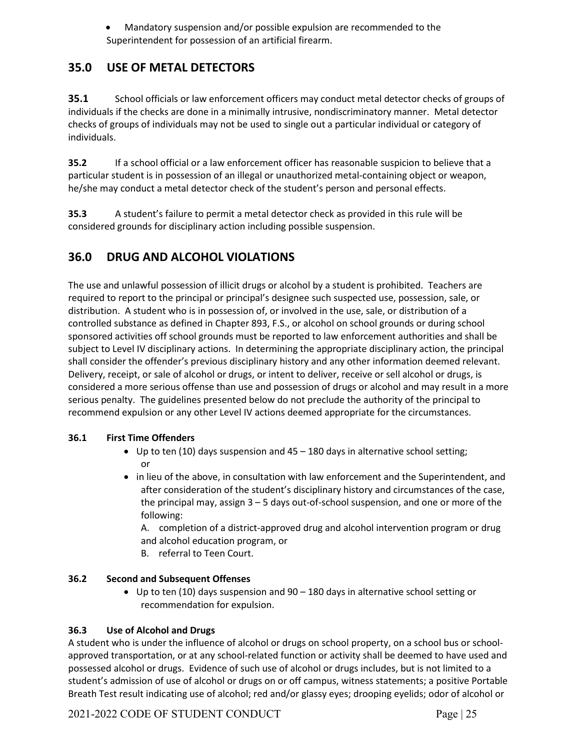- Mandatory suspension and/or possible expulsion are recommended to the Superintendent for possession of an artificial firearm.

## 35.0 USE OF METAL DETECTORS

**35.1** School officials or law enforcement officers may conduct metal detector checks of groups of individuals if the checks are done in a minimally intrusive, nondiscriminatory manner. Metal detector checks of groups of individuals may not be used to single out a particular individual or category of individuals.

**35.2** If a school official or a law enforcement officer has reasonable suspicion to believe that a particular student is in possession of an illegal or unauthorized metal-containing object or weapon, he/she may conduct a metal detector check of the student's person and personal effects.

**35.3** A student's failure to permit a metal detector check as provided in this rule will be considered grounds for disciplinary action including possible suspension.

## 36.0 DRUG AND ALCOHOL VIOLATIONS

The use and unlawful possession of illicit drugs or alcohol by a student is prohibited. Teachers are required to report to the principal or principal's designee such suspected use, possession, sale, or distribution. A student who is in possession of, or involved in the use, sale, or distribution of a controlled substance as defined in Chapter 893, F.S., or alcohol on school grounds or during school sponsored activities off school grounds must be reported to law enforcement authorities and shall be subject to Level IV disciplinary actions. In determining the appropriate disciplinary action, the principal shall consider the offender's previous disciplinary history and any other information deemed relevant. Delivery, receipt, or sale of alcohol or drugs, or intent to deliver, receive or sell alcohol or drugs, is considered a more serious offense than use and possession of drugs or alcohol and may result in a more serious penalty. The guidelines presented below do not preclude the authority of the principal to recommend expulsion or any other Level IV actions deemed appropriate for the circumstances.

### 36.1 First Time Offenders

- Up to ten (10) days suspension and 45 – 180 days in alternative school setting; or
- in lieu of the above, in consultation with law enforcement and the Superintendent, and after consideration of the student's disciplinary history and circumstances of the case, the principal may, assign 3 – 5 days out-of-school suspension, and one or more of the following:

  A. completion of a district-approved drug and alcohol intervention program or drug and alcohol education program, or

  B. referral to Teen Court.

### 36.2 Second and Subsequent Offenses

- Up to ten (10) days suspension and 90 – 180 days in alternative school setting or recommendation for expulsion.

### 36.3 Use of Alcohol and Drugs

A student who is under the influence of alcohol or drugs on school property, on a school bus or school-approved transportation, or at any school-related function or activity shall be deemed to have used and possessed alcohol or drugs. Evidence of such use of alcohol or drugs includes, but is not limited to a student's admission of use of alcohol or drugs on or off campus, witness statements; a positive Portable Breath Test result indicating use of alcohol; red and/or glassy eyes; drooping eyelids; odor of alcohol or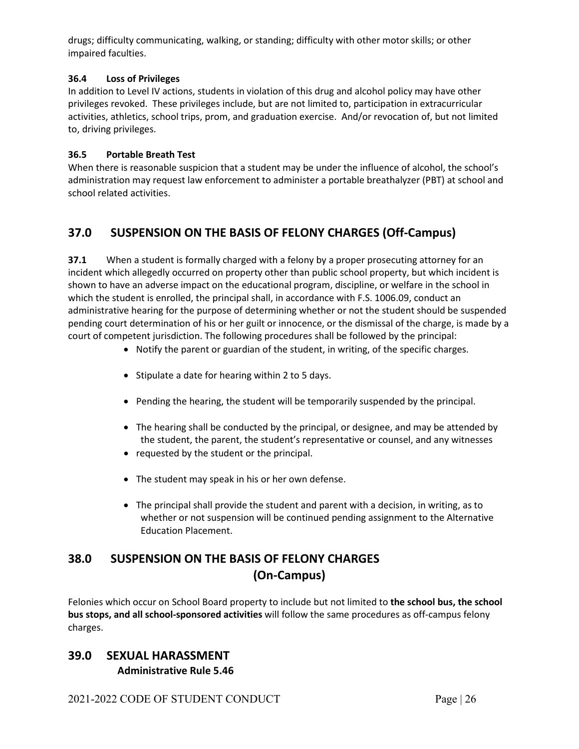drugs; difficulty communicating, walking, or standing; difficulty with other motor skills; or other impaired faculties.

### 36.4 Loss of Privileges

In addition to Level IV actions, students in violation of this drug and alcohol policy may have other privileges revoked. These privileges include, but are not limited to, participation in extracurricular activities, athletics, school trips, prom, and graduation exercise. And/or revocation of, but not limited to, driving privileges.

### 36.5 Portable Breath Test

When there is reasonable suspicion that a student may be under the influence of alcohol, the school's administration may request law enforcement to administer a portable breathalyzer (PBT) at school and school related activities.

## 37.0 SUSPENSION ON THE BASIS OF FELONY CHARGES (Off-Campus)

**37.1** When a student is formally charged with a felony by a proper prosecuting attorney for an incident which allegedly occurred on property other than public school property, but which incident is shown to have an adverse impact on the educational program, discipline, or welfare in the school in which the student is enrolled, the principal shall, in accordance with F.S. 1006.09, conduct an administrative hearing for the purpose of determining whether or not the student should be suspended pending court determination of his or her guilt or innocence, or the dismissal of the charge, is made by a court of competent jurisdiction. The following procedures shall be followed by the principal:

- Notify the parent or guardian of the student, in writing, of the specific charges.
- Stipulate a date for hearing within 2 to 5 days.
- Pending the hearing, the student will be temporarily suspended by the principal.
- The hearing shall be conducted by the principal, or designee, and may be attended by the student, the parent, the student's representative or counsel, and any witnesses
- requested by the student or the principal.
- The student may speak in his or her own defense.
- The principal shall provide the student and parent with a decision, in writing, as to whether or not suspension will be continued pending assignment to the Alternative Education Placement.

## 38.0 SUSPENSION ON THE BASIS OF FELONY CHARGES (On-Campus)

Felonies which occur on School Board property to include but not limited to **the school bus, the school bus stops, and all school-sponsored activities** will follow the same procedures as off-campus felony charges.

## 39.0 SEXUAL HARASSMENT

**Administrative Rule 5.46**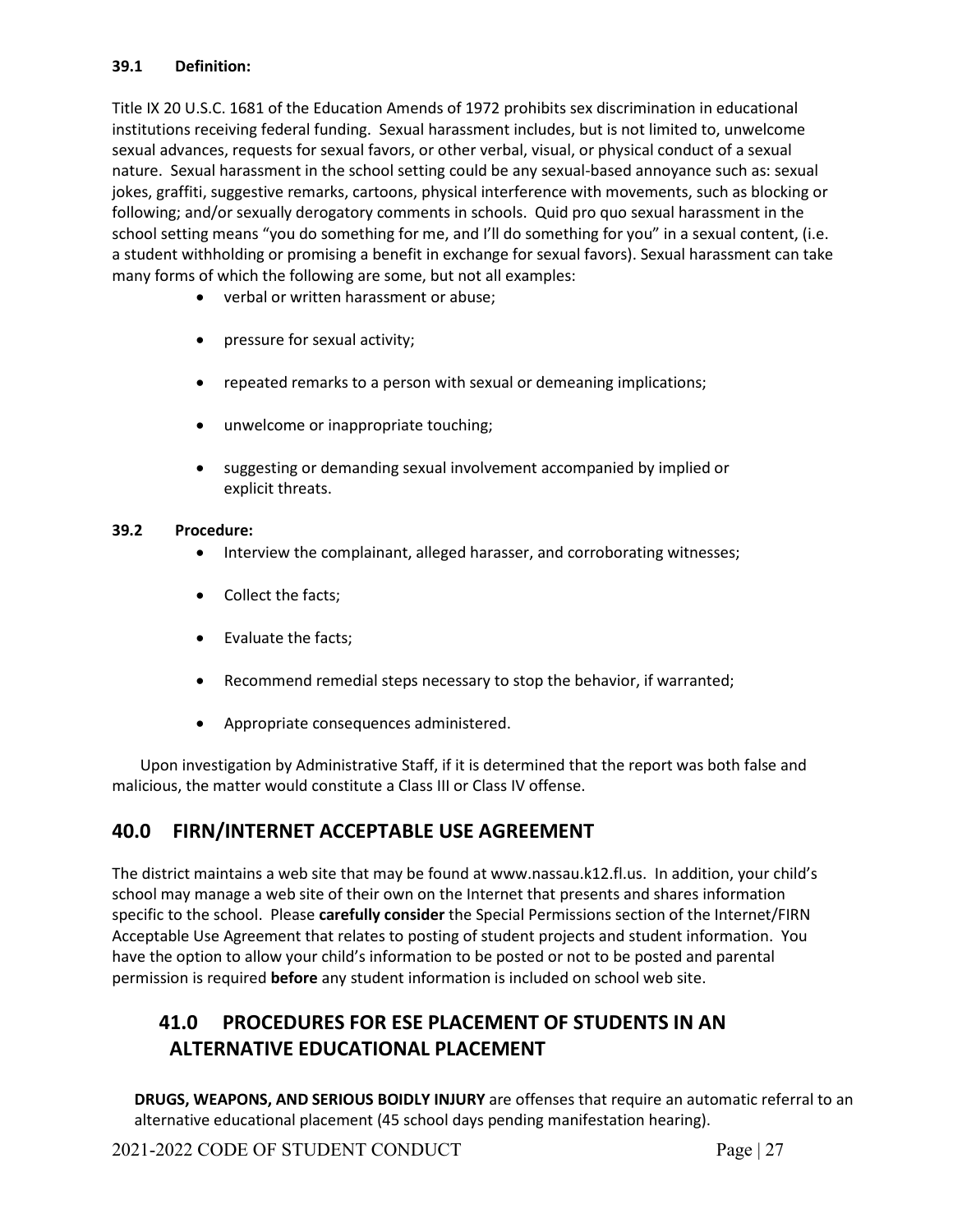**39.1 Definition:**

Title IX 20 U.S.C. 1681 of the Education Amends of 1972 prohibits sex discrimination in educational institutions receiving federal funding. Sexual harassment includes, but is not limited to, unwelcome sexual advances, requests for sexual favors, or other verbal, visual, or physical conduct of a sexual nature. Sexual harassment in the school setting could be any sexual-based annoyance such as: sexual jokes, graffiti, suggestive remarks, cartoons, physical interference with movements, such as blocking or following; and/or sexually derogatory comments in schools. Quid pro quo sexual harassment in the school setting means "you do something for me, and I'll do something for you" in a sexual content, (i.e. a student withholding or promising a benefit in exchange for sexual favors). Sexual harassment can take many forms of which the following are some, but not all examples:

- verbal or written harassment or abuse;
- pressure for sexual activity;
- repeated remarks to a person with sexual or demeaning implications;
- unwelcome or inappropriate touching;
- suggesting or demanding sexual involvement accompanied by implied or explicit threats.

**39.2 Procedure:**

- Interview the complainant, alleged harasser, and corroborating witnesses;
- Collect the facts;
- Evaluate the facts;
- Recommend remedial steps necessary to stop the behavior, if warranted;
- Appropriate consequences administered.

Upon investigation by Administrative Staff, if it is determined that the report was both false and malicious, the matter would constitute a Class III or Class IV offense.

## 40.0 FIRN/INTERNET ACCEPTABLE USE AGREEMENT

The district maintains a web site that may be found at www.nassau.k12.fl.us. In addition, your child's school may manage a web site of their own on the Internet that presents and shares information specific to the school. Please **carefully consider** the Special Permissions section of the Internet/FIRN Acceptable Use Agreement that relates to posting of student projects and student information. You have the option to allow your child's information to be posted or not to be posted and parental permission is required **before** any student information is included on school web site.

## 41.0 PROCEDURES FOR ESE PLACEMENT OF STUDENTS IN AN ALTERNATIVE EDUCATIONAL PLACEMENT

**DRUGS, WEAPONS, AND SERIOUS BOIDLY INJURY** are offenses that require an automatic referral to an alternative educational placement (45 school days pending manifestation hearing).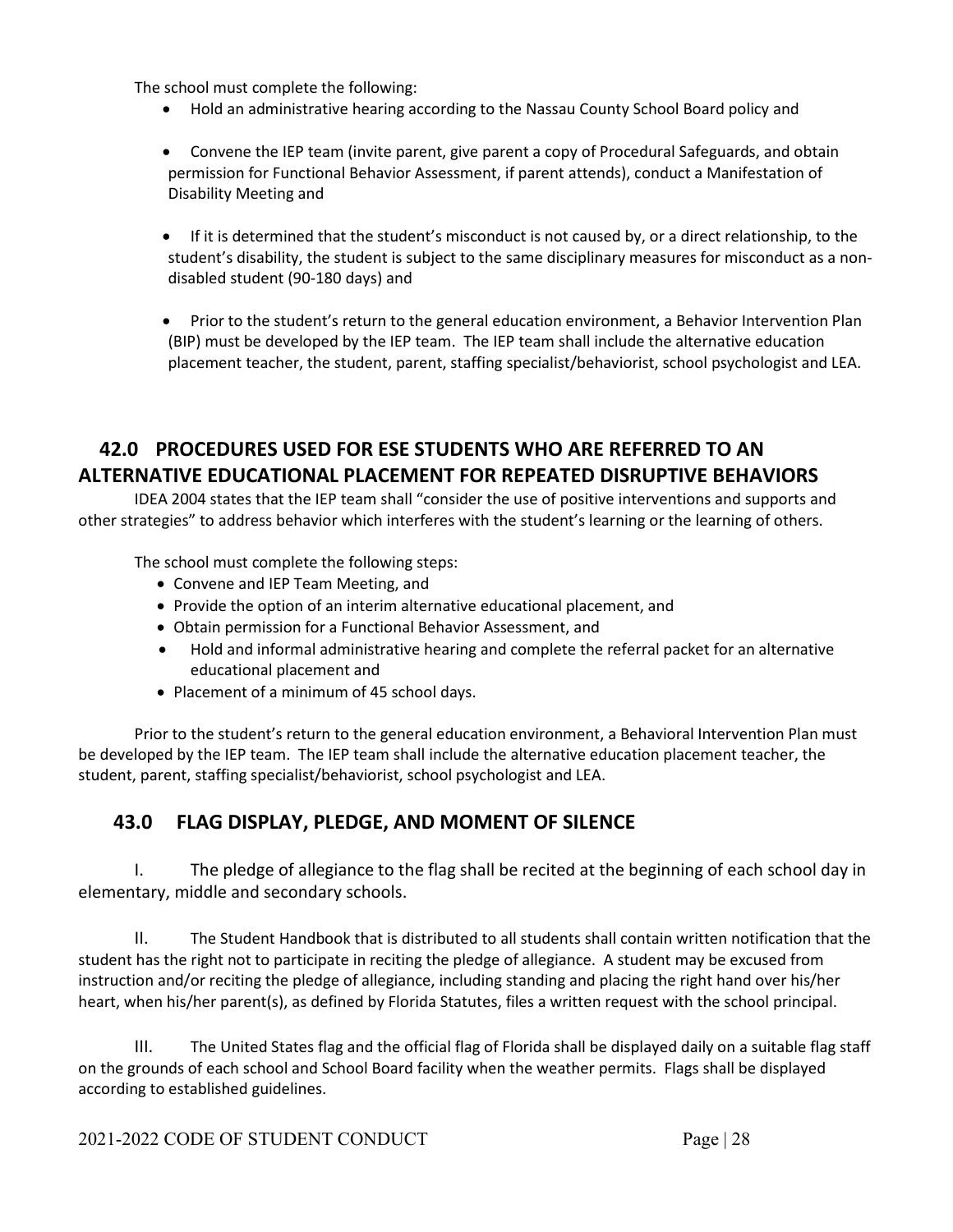The school must complete the following:

- Hold an administrative hearing according to the Nassau County School Board policy and
- Convene the IEP team (invite parent, give parent a copy of Procedural Safeguards, and obtain permission for Functional Behavior Assessment, if parent attends), conduct a Manifestation of Disability Meeting and
- If it is determined that the student's misconduct is not caused by, or a direct relationship, to the student's disability, the student is subject to the same disciplinary measures for misconduct as a non-disabled student (90-180 days) and
- Prior to the student's return to the general education environment, a Behavior Intervention Plan (BIP) must be developed by the IEP team. The IEP team shall include the alternative education placement teacher, the student, parent, staffing specialist/behaviorist, school psychologist and LEA.

## 42.0 PROCEDURES USED FOR ESE STUDENTS WHO ARE REFERRED TO AN ALTERNATIVE EDUCATIONAL PLACEMENT FOR REPEATED DISRUPTIVE BEHAVIORS

IDEA 2004 states that the IEP team shall "consider the use of positive interventions and supports and other strategies" to address behavior which interferes with the student's learning or the learning of others.

The school must complete the following steps:

- Convene and IEP Team Meeting, and
- Provide the option of an interim alternative educational placement, and
- Obtain permission for a Functional Behavior Assessment, and
- Hold and informal administrative hearing and complete the referral packet for an alternative educational placement and
- Placement of a minimum of 45 school days.

Prior to the student's return to the general education environment, a Behavioral Intervention Plan must be developed by the IEP team. The IEP team shall include the alternative education placement teacher, the student, parent, staffing specialist/behaviorist, school psychologist and LEA.

## 43.0 FLAG DISPLAY, PLEDGE, AND MOMENT OF SILENCE

I. The pledge of allegiance to the flag shall be recited at the beginning of each school day in elementary, middle and secondary schools.

II. The Student Handbook that is distributed to all students shall contain written notification that the student has the right not to participate in reciting the pledge of allegiance. A student may be excused from instruction and/or reciting the pledge of allegiance, including standing and placing the right hand over his/her heart, when his/her parent(s), as defined by Florida Statutes, files a written request with the school principal.

III. The United States flag and the official flag of Florida shall be displayed daily on a suitable flag staff on the grounds of each school and School Board facility when the weather permits. Flags shall be displayed according to established guidelines.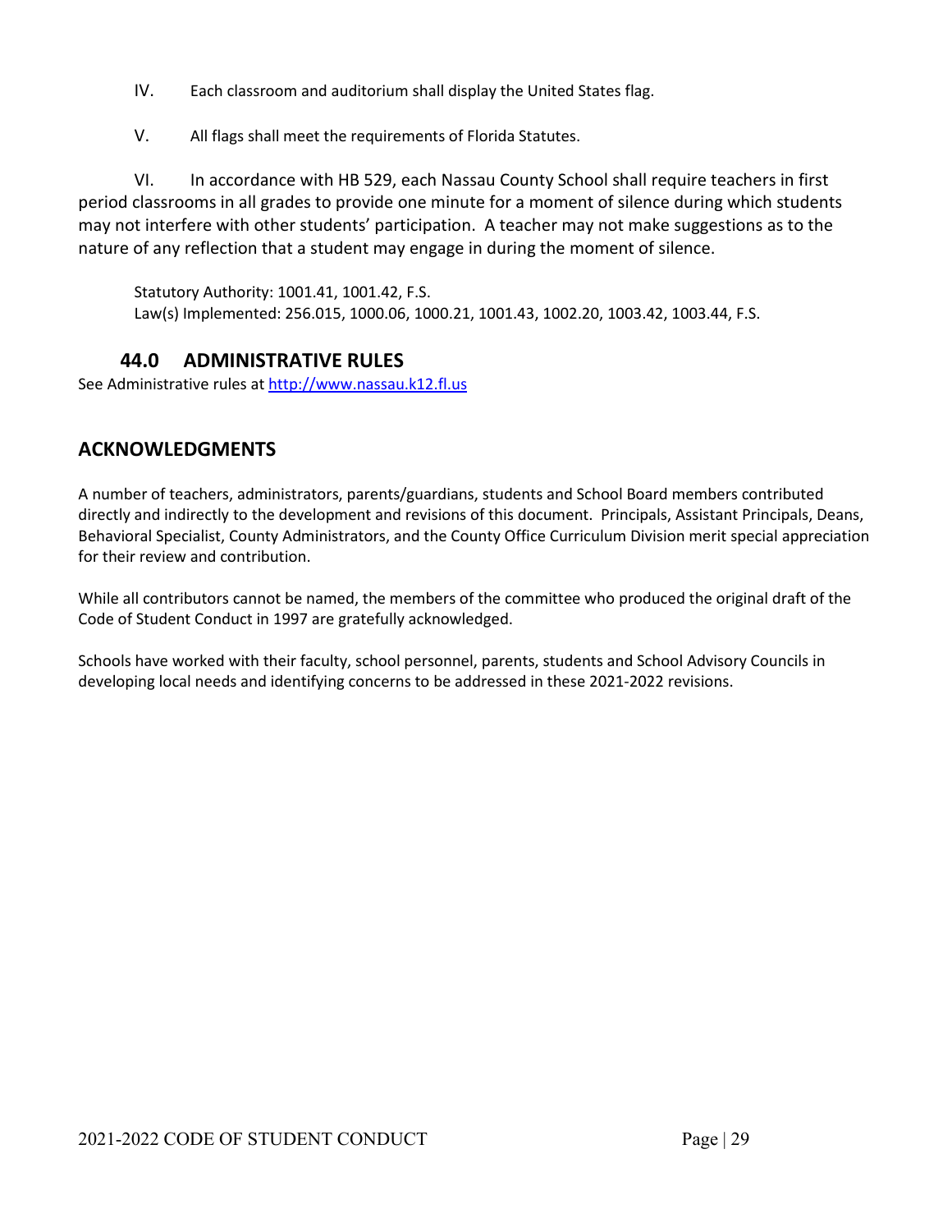IV. Each classroom and auditorium shall display the United States flag.

V. All flags shall meet the requirements of Florida Statutes.

VI. In accordance with HB 529, each Nassau County School shall require teachers in first period classrooms in all grades to provide one minute for a moment of silence during which students may not interfere with other students' participation. A teacher may not make suggestions as to the nature of any reflection that a student may engage in during the moment of silence.

Statutory Authority: 1001.41, 1001.42, F.S.
Law(s) Implemented: 256.015, 1000.06, 1000.21, 1001.43, 1002.20, 1003.42, 1003.44, F.S.

## 44.0 ADMINISTRATIVE RULES

See Administrative rules at [http://www.nassau.k12.fl.us](http://www.nassau.k12.fl.us)

## ACKNOWLEDGMENTS

A number of teachers, administrators, parents/guardians, students and School Board members contributed directly and indirectly to the development and revisions of this document. Principals, Assistant Principals, Deans, Behavioral Specialist, County Administrators, and the County Office Curriculum Division merit special appreciation for their review and contribution.

While all contributors cannot be named, the members of the committee who produced the original draft of the Code of Student Conduct in 1997 are gratefully acknowledged.

Schools have worked with their faculty, school personnel, parents, students and School Advisory Councils in developing local needs and identifying concerns to be addressed in these 2021-2022 revisions.